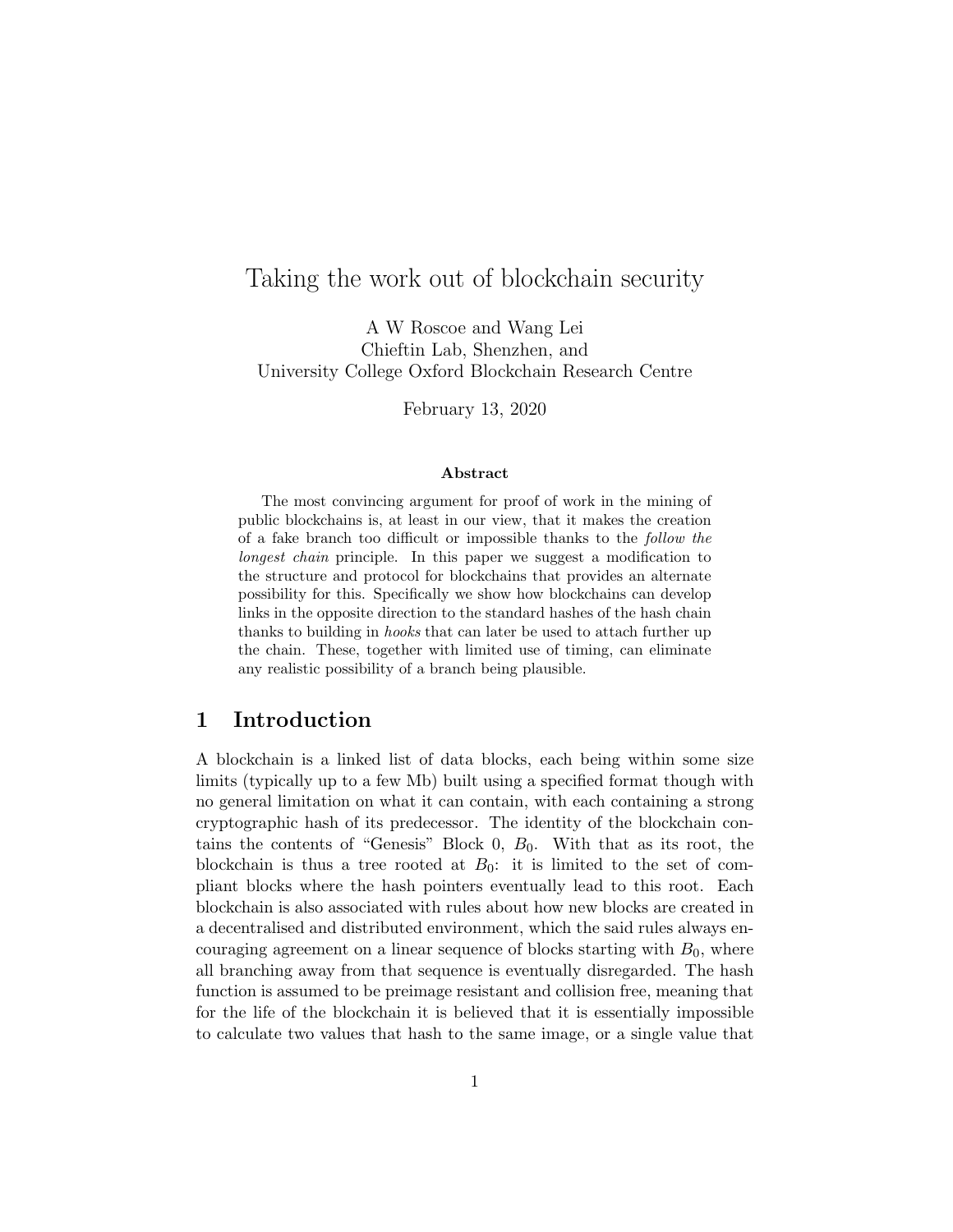# Taking the work out of blockchain security

A W Roscoe and Wang Lei
Chieftin Lab, Shenzhen, and
University College Oxford Blockchain Research Centre

February 13, 2020

### Abstract

The most convincing argument for proof of work in the mining of public blockchains is, at least in our view, that it makes the creation of a fake branch too difficult or impossible thanks to the *follow the longest chain* principle. In this paper we suggest a modification to the structure and protocol for blockchains that provides an alternate possibility for this. Specifically we show how blockchains can develop links in the opposite direction to the standard hashes of the hash chain thanks to building in *hooks* that can later be used to attach further up the chain. These, together with limited use of timing, can eliminate any realistic possibility of a branch being plausible.

## 1 Introduction

A blockchain is a linked list of data blocks, each being within some size limits (typically up to a few Mb) built using a specified format though with no general limitation on what it can contain, with each containing a strong cryptographic hash of its predecessor. The identity of the blockchain contains the contents of "Genesis" Block 0, $B_0$. With that as its root, the blockchain is thus a tree rooted at $B_0$: it is limited to the set of compliant blocks where the hash pointers eventually lead to this root. Each blockchain is also associated with rules about how new blocks are created in a decentralised and distributed environment, which the said rules always encouraging agreement on a linear sequence of blocks starting with $B_0$, where all branching away from that sequence is eventually disregarded. The hash function is assumed to be preimage resistant and collision free, meaning that for the life of the blockchain it is believed that it is essentially impossible to calculate two values that hash to the same image, or a single value that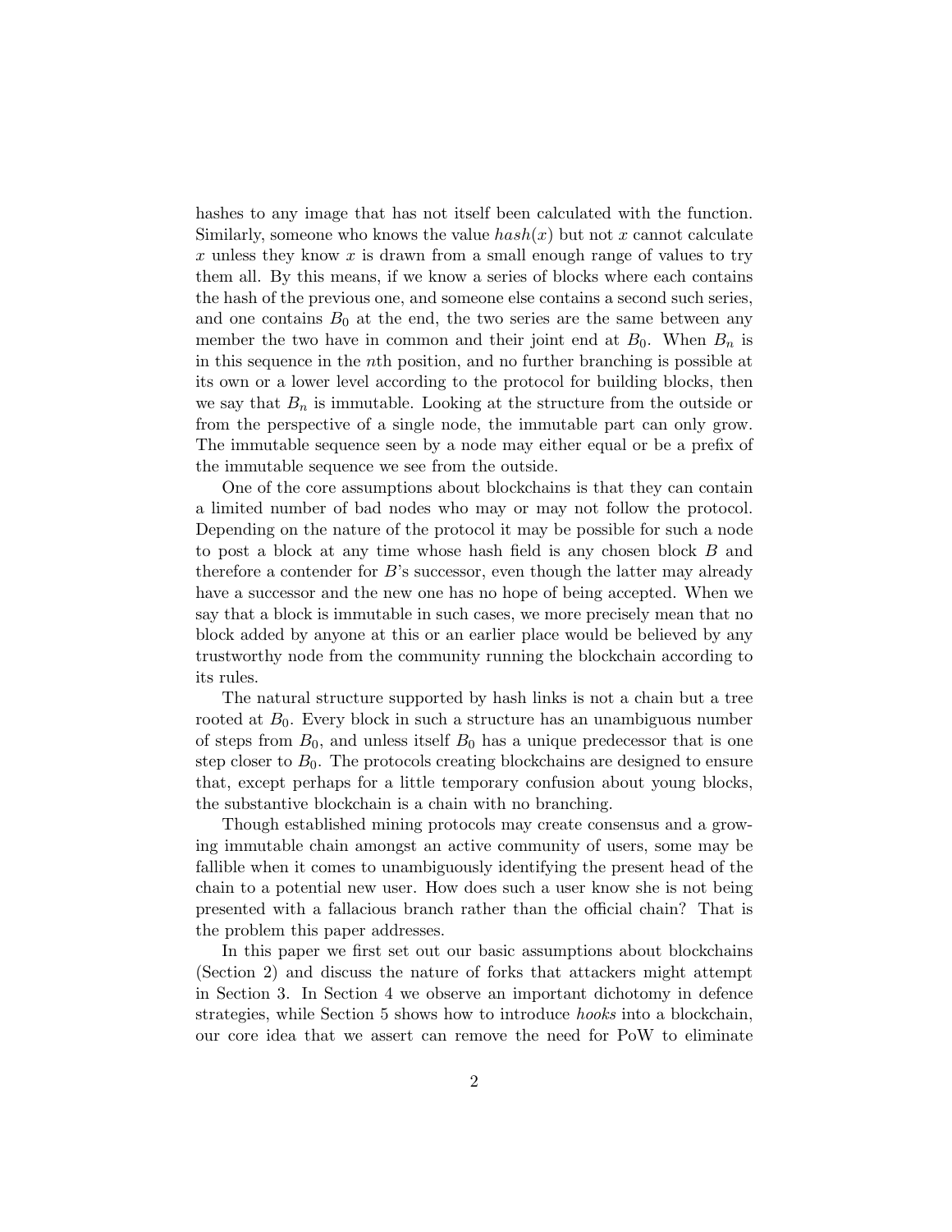hashes to any image that has not itself been calculated with the function. Similarly, someone who knows the value $hash(x)$ but not $x$ cannot calculate $x$ unless they know $x$ is drawn from a small enough range of values to try them all. By this means, if we know a series of blocks where each contains the hash of the previous one, and someone else contains a second such series, and one contains $B_0$ at the end, the two series are the same between any member the two have in common and their joint end at $B_0$. When $B_n$ is in this sequence in the $n$th position, and no further branching is possible at its own or a lower level according to the protocol for building blocks, then we say that $B_n$ is immutable. Looking at the structure from the outside or from the perspective of a single node, the immutable part can only grow. The immutable sequence seen by a node may either equal or be a prefix of the immutable sequence we see from the outside.

One of the core assumptions about blockchains is that they can contain a limited number of bad nodes who may or may not follow the protocol. Depending on the nature of the protocol it may be possible for such a node to post a block at any time whose hash field is any chosen block $B$ and therefore a contender for $B$'s successor, even though the latter may already have a successor and the new one has no hope of being accepted. When we say that a block is immutable in such cases, we more precisely mean that no block added by anyone at this or an earlier place would be believed by any trustworthy node from the community running the blockchain according to its rules.

The natural structure supported by hash links is not a chain but a tree rooted at $B_0$. Every block in such a structure has an unambiguous number of steps from $B_0$, and unless itself $B_0$ has a unique predecessor that is one step closer to $B_0$. The protocols creating blockchains are designed to ensure that, except perhaps for a little temporary confusion about young blocks, the substantive blockchain is a chain with no branching.

Though established mining protocols may create consensus and a growing immutable chain amongst an active community of users, some may be fallible when it comes to unambiguously identifying the present head of the chain to a potential new user. How does such a user know she is not being presented with a fallacious branch rather than the official chain? That is the problem this paper addresses.

In this paper we first set out our basic assumptions about blockchains (Section 2) and discuss the nature of forks that attackers might attempt in Section 3. In Section 4 we observe an important dichotomy in defence strategies, while Section 5 shows how to introduce *hooks* into a blockchain, our core idea that we assert can remove the need for PoW to eliminate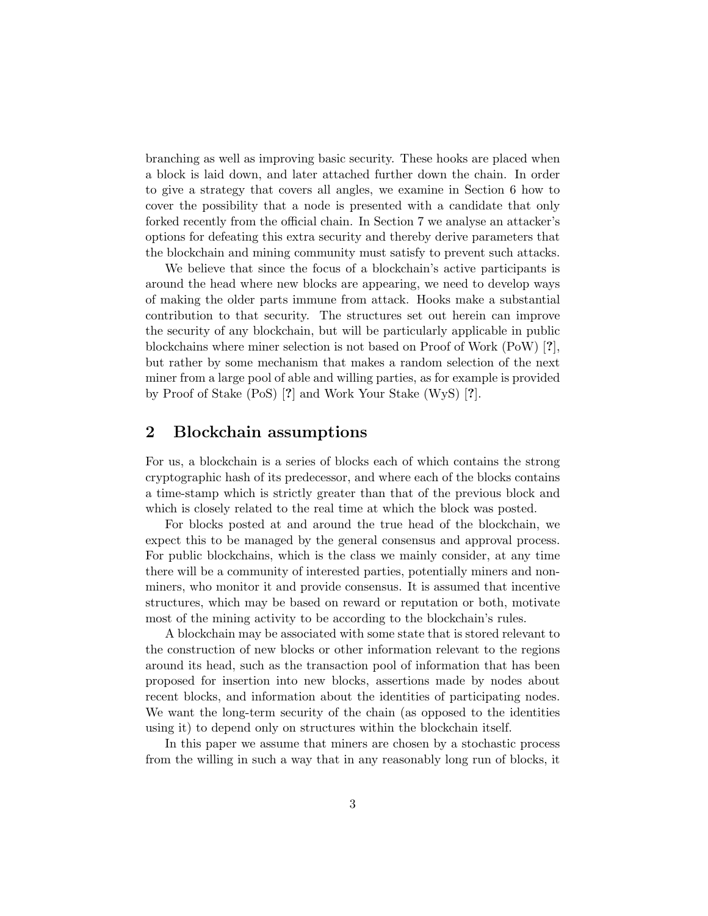branching as well as improving basic security. These hooks are placed when a block is laid down, and later attached further down the chain. In order to give a strategy that covers all angles, we examine in Section 6 how to cover the possibility that a node is presented with a candidate that only forked recently from the official chain. In Section 7 we analyse an attacker's options for defeating this extra security and thereby derive parameters that the blockchain and mining community must satisfy to prevent such attacks.

We believe that since the focus of a blockchain's active participants is around the head where new blocks are appearing, we need to develop ways of making the older parts immune from attack. Hooks make a substantial contribution to that security. The structures set out herein can improve the security of any blockchain, but will be particularly applicable in public blockchains where miner selection is not based on Proof of Work (PoW) [?], but rather by some mechanism that makes a random selection of the next miner from a large pool of able and willing parties, as for example is provided by Proof of Stake (PoS) [?] and Work Your Stake (WyS) [?].

## 2 Blockchain assumptions

For us, a blockchain is a series of blocks each of which contains the strong cryptographic hash of its predecessor, and where each of the blocks contains a time-stamp which is strictly greater than that of the previous block and which is closely related to the real time at which the block was posted.

For blocks posted at and around the true head of the blockchain, we expect this to be managed by the general consensus and approval process. For public blockchains, which is the class we mainly consider, at any time there will be a community of interested parties, potentially miners and non-miners, who monitor it and provide consensus. It is assumed that incentive structures, which may be based on reward or reputation or both, motivate most of the mining activity to be according to the blockchain's rules.

A blockchain may be associated with some state that is stored relevant to the construction of new blocks or other information relevant to the regions around its head, such as the transaction pool of information that has been proposed for insertion into new blocks, assertions made by nodes about recent blocks, and information about the identities of participating nodes. We want the long-term security of the chain (as opposed to the identities using it) to depend only on structures within the blockchain itself.

In this paper we assume that miners are chosen by a stochastic process from the willing in such a way that in any reasonably long run of blocks, it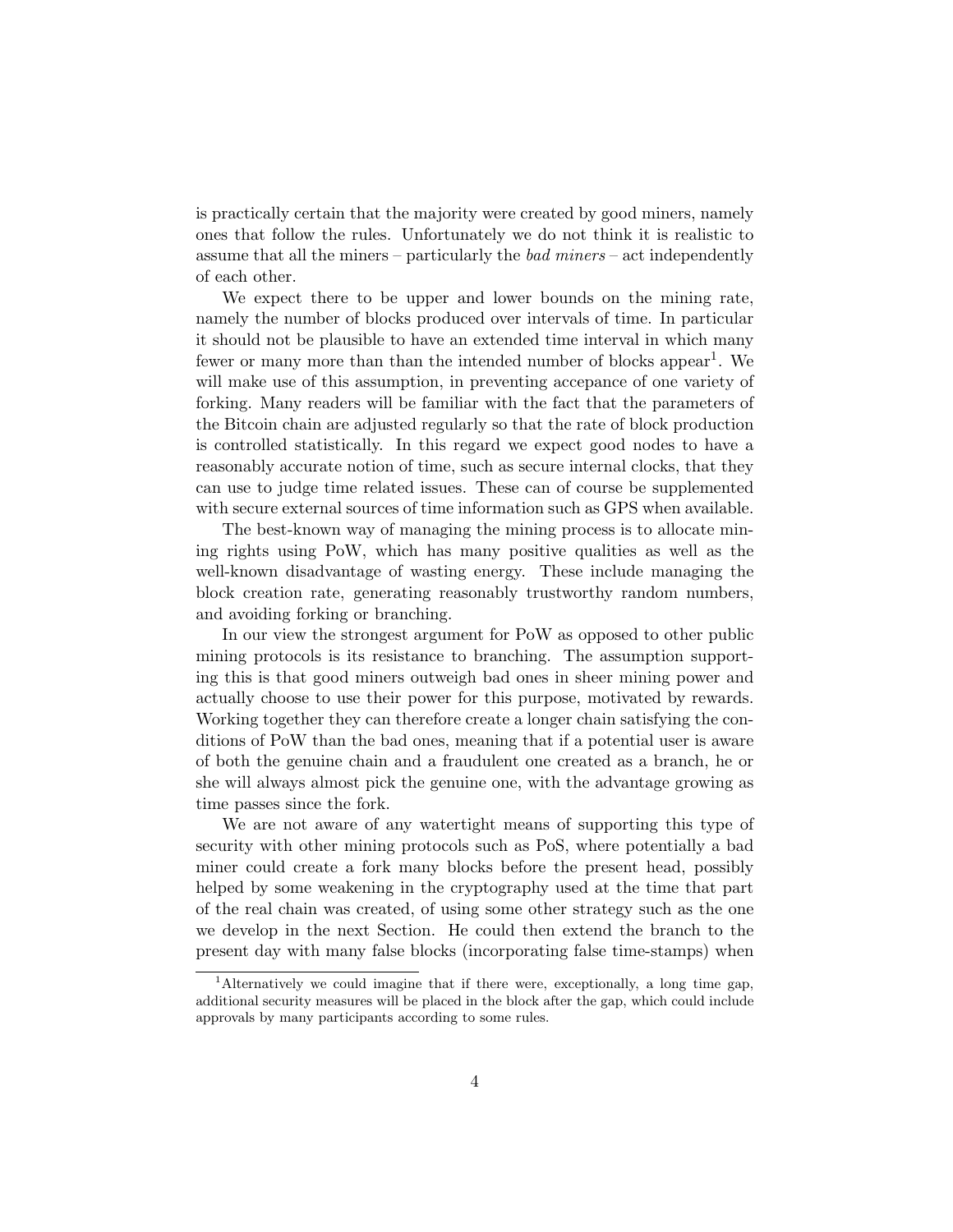is practically certain that the majority were created by good miners, namely ones that follow the rules. Unfortunately we do not think it is realistic to assume that all the miners – particularly the *bad miners* – act independently of each other.

We expect there to be upper and lower bounds on the mining rate, namely the number of blocks produced over intervals of time. In particular it should not be plausible to have an extended time interval in which many fewer or many more than than the intended number of blocks appear[1]. We will make use of this assumption, in preventing accepance of one variety of forking. Many readers will be familiar with the fact that the parameters of the Bitcoin chain are adjusted regularly so that the rate of block production is controlled statistically. In this regard we expect good nodes to have a reasonably accurate notion of time, such as secure internal clocks, that they can use to judge time related issues. These can of course be supplemented with secure external sources of time information such as GPS when available.

The best-known way of managing the mining process is to allocate mining rights using PoW, which has many positive qualities as well as the well-known disadvantage of wasting energy. These include managing the block creation rate, generating reasonably trustworthy random numbers, and avoiding forking or branching.

In our view the strongest argument for PoW as opposed to other public mining protocols is its resistance to branching. The assumption supporting this is that good miners outweigh bad ones in sheer mining power and actually choose to use their power for this purpose, motivated by rewards. Working together they can therefore create a longer chain satisfying the conditions of PoW than the bad ones, meaning that if a potential user is aware of both the genuine chain and a fraudulent one created as a branch, he or she will always almost pick the genuine one, with the advantage growing as time passes since the fork.

We are not aware of any watertight means of supporting this type of security with other mining protocols such as PoS, where potentially a bad miner could create a fork many blocks before the present head, possibly helped by some weakening in the cryptography used at the time that part of the real chain was created, of using some other strategy such as the one we develop in the next Section. He could then extend the branch to the present day with many false blocks (incorporating false time-stamps) when

[1] Alternatively we could imagine that if there were, exceptionally, a long time gap, additional security measures will be placed in the block after the gap, which could include approvals by many participants according to some rules.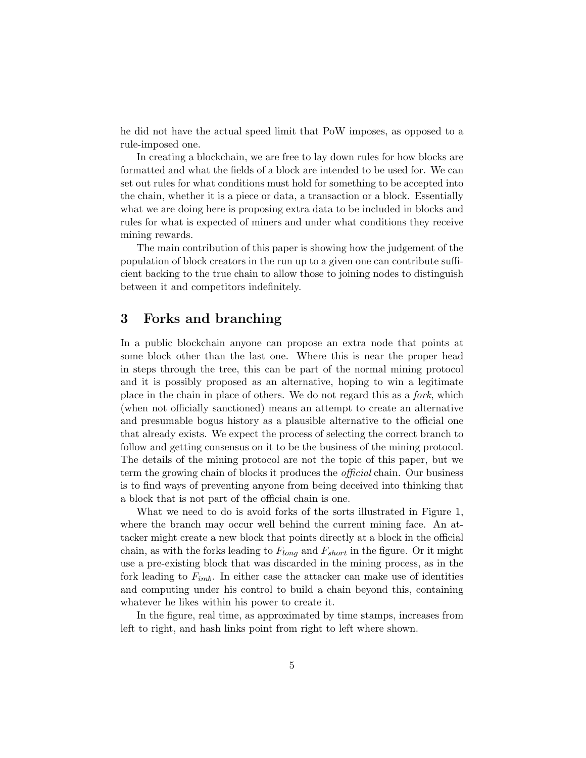he did not have the actual speed limit that PoW imposes, as opposed to a rule-imposed one.

In creating a blockchain, we are free to lay down rules for how blocks are formatted and what the fields of a block are intended to be used for. We can set out rules for what conditions must hold for something to be accepted into the chain, whether it is a piece or data, a transaction or a block. Essentially what we are doing here is proposing extra data to be included in blocks and rules for what is expected of miners and under what conditions they receive mining rewards.

The main contribution of this paper is showing how the judgement of the population of block creators in the run up to a given one can contribute sufficient backing to the true chain to allow those to joining nodes to distinguish between it and competitors indefinitely.

## 3 Forks and branching

In a public blockchain anyone can propose an extra node that points at some block other than the last one. Where this is near the proper head in steps through the tree, this can be part of the normal mining protocol and it is possibly proposed as an alternative, hoping to win a legitimate place in the chain in place of others. We do not regard this as a *fork*, which (when not officially sanctioned) means an attempt to create an alternative and presumable bogus history as a plausible alternative to the official one that already exists. We expect the process of selecting the correct branch to follow and getting consensus on it to be the business of the mining protocol. The details of the mining protocol are not the topic of this paper, but we term the growing chain of blocks it produces the *official* chain. Our business is to find ways of preventing anyone from being deceived into thinking that a block that is not part of the official chain is one.

What we need to do is avoid forks of the sorts illustrated in Figure 1, where the branch may occur well behind the current mining face. An attacker might create a new block that points directly at a block in the official chain, as with the forks leading to $F_{long}$ and $F_{short}$ in the figure. Or it might use a pre-existing block that was discarded in the mining process, as in the fork leading to $F_{imb}$. In either case the attacker can make use of identities and computing under his control to build a chain beyond this, containing whatever he likes within his power to create it.

In the figure, real time, as approximated by time stamps, increases from left to right, and hash links point from right to left where shown.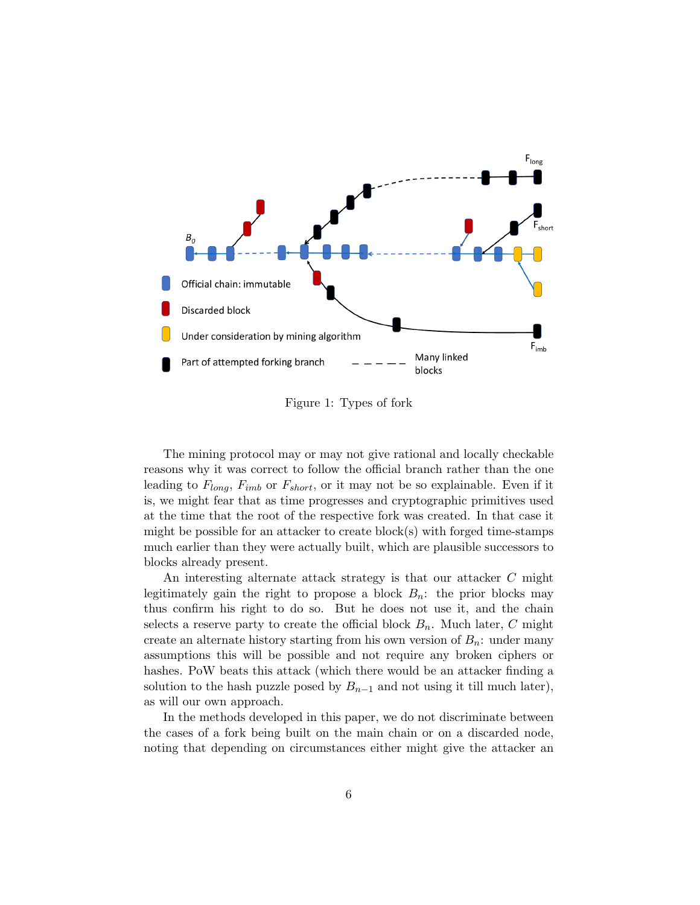Figure 1: Types of fork

The mining protocol may or may not give rational and locally checkable reasons why it was correct to follow the official branch rather than the one leading to $F_{long}$, $F_{imb}$ or $F_{short}$, or it may not be so explainable. Even if it is, we might fear that as time progresses and cryptographic primitives used at the time that the root of the respective fork was created. In that case it might be possible for an attacker to create block(s) with forged time-stamps much earlier than they were actually built, which are plausible successors to blocks already present.

An interesting alternate attack strategy is that our attacker $C$ might legitimately gain the right to propose a block $B_n$: the prior blocks may thus confirm his right to do so. But he does not use it, and the chain selects a reserve party to create the official block $B_n$. Much later, $C$ might create an alternate history starting from his own version of $B_n$: under many assumptions this will be possible and not require any broken ciphers or hashes. PoW beats this attack (which there would be an attacker finding a solution to the hash puzzle posed by $B_{n-1}$ and not using it till much later), as will our own approach.

In the methods developed in this paper, we do not discriminate between the cases of a fork being built on the main chain or on a discarded node, noting that depending on circumstances either might give the attacker an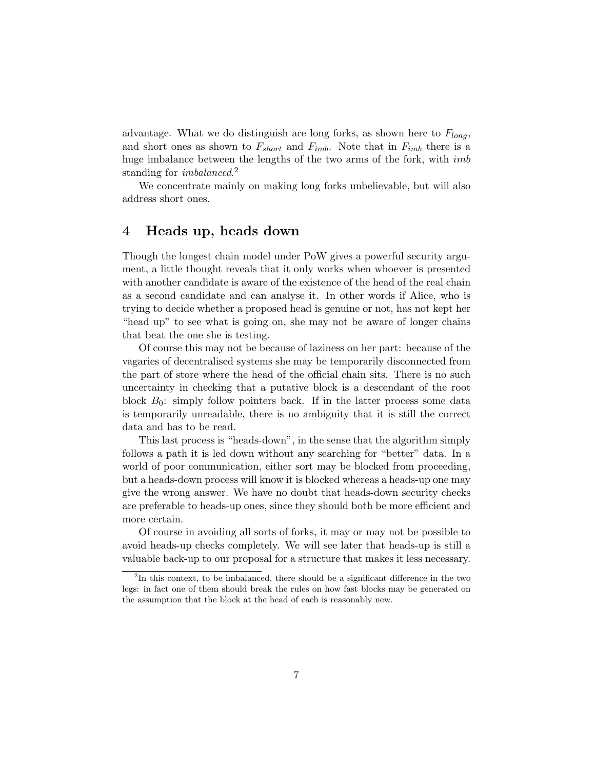advantage. What we do distinguish are long forks, as shown here to $F_{long}$, and short ones as shown to $F_{short}$ and $F_{imb}$. Note that in $F_{imb}$ there is a huge imbalance between the lengths of the two arms of the fork, with *imb* standing for *imbalanced*.[2]

We concentrate mainly on making long forks unbelievable, but will also address short ones.

## 4 Heads up, heads down

Though the longest chain model under PoW gives a powerful security argument, a little thought reveals that it only works when whoever is presented with another candidate is aware of the existence of the head of the real chain as a second candidate and can analyse it. In other words if Alice, who is trying to decide whether a proposed head is genuine or not, has not kept her "head up" to see what is going on, she may not be aware of longer chains that beat the one she is testing.

Of course this may not be because of laziness on her part: because of the vagaries of decentralised systems she may be temporarily disconnected from the part of store where the head of the official chain sits. There is no such uncertainty in checking that a putative block is a descendant of the root block $B_0$: simply follow pointers back. If in the latter process some data is temporarily unreadable, there is no ambiguity that it is still the correct data and has to be read.

This last process is "heads-down", in the sense that the algorithm simply follows a path it is led down without any searching for "better" data. In a world of poor communication, either sort may be blocked from proceeding, but a heads-down process will know it is blocked whereas a heads-up one may give the wrong answer. We have no doubt that heads-down security checks are preferable to heads-up ones, since they should both be more efficient and more certain.

Of course in avoiding all sorts of forks, it may or may not be possible to avoid heads-up checks completely. We will see later that heads-up is still a valuable back-up to our proposal for a structure that makes it less necessary.

[2] In this context, to be imbalanced, there should be a significant difference in the two legs: in fact one of them should break the rules on how fast blocks may be generated on the assumption that the block at the head of each is reasonably new.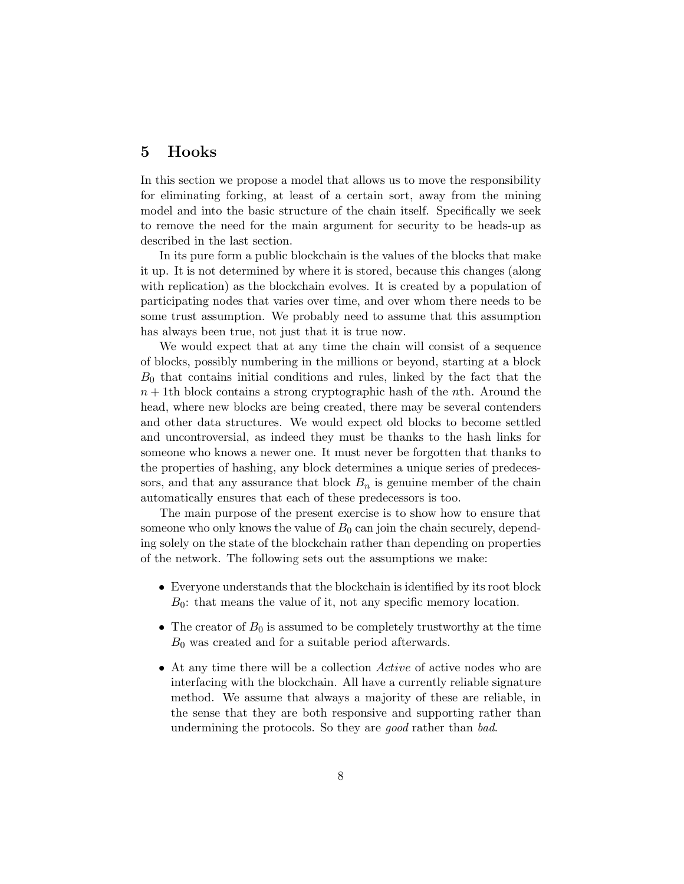## 5 Hooks

In this section we propose a model that allows us to move the responsibility for eliminating forking, at least of a certain sort, away from the mining model and into the basic structure of the chain itself. Specifically we seek to remove the need for the main argument for security to be heads-up as described in the last section.

In its pure form a public blockchain is the values of the blocks that make it up. It is not determined by where it is stored, because this changes (along with replication) as the blockchain evolves. It is created by a population of participating nodes that varies over time, and over whom there needs to be some trust assumption. We probably need to assume that this assumption has always been true, not just that it is true now.

We would expect that at any time the chain will consist of a sequence of blocks, possibly numbering in the millions or beyond, starting at a block $B_0$ that contains initial conditions and rules, linked by the fact that the $n+1$th block contains a strong cryptographic hash of the $n$th. Around the head, where new blocks are being created, there may be several contenders and other data structures. We would expect old blocks to become settled and uncontroversial, as indeed they must be thanks to the hash links for someone who knows a newer one. It must never be forgotten that thanks to the properties of hashing, any block determines a unique series of predecessors, and that any assurance that block $B_n$ is genuine member of the chain automatically ensures that each of these predecessors is too.

The main purpose of the present exercise is to show how to ensure that someone who only knows the value of $B_0$ can join the chain securely, depending solely on the state of the blockchain rather than depending on properties of the network. The following sets out the assumptions we make:

- Everyone understands that the blockchain is identified by its root block $B_0$: that means the value of it, not any specific memory location.
- The creator of $B_0$ is assumed to be completely trustworthy at the time $B_0$ was created and for a suitable period afterwards.
- At any time there will be a collection *Active* of active nodes who are interfacing with the blockchain. All have a currently reliable signature method. We assume that always a majority of these are reliable, in the sense that they are both responsive and supporting rather than undermining the protocols. So they are *good* rather than *bad*.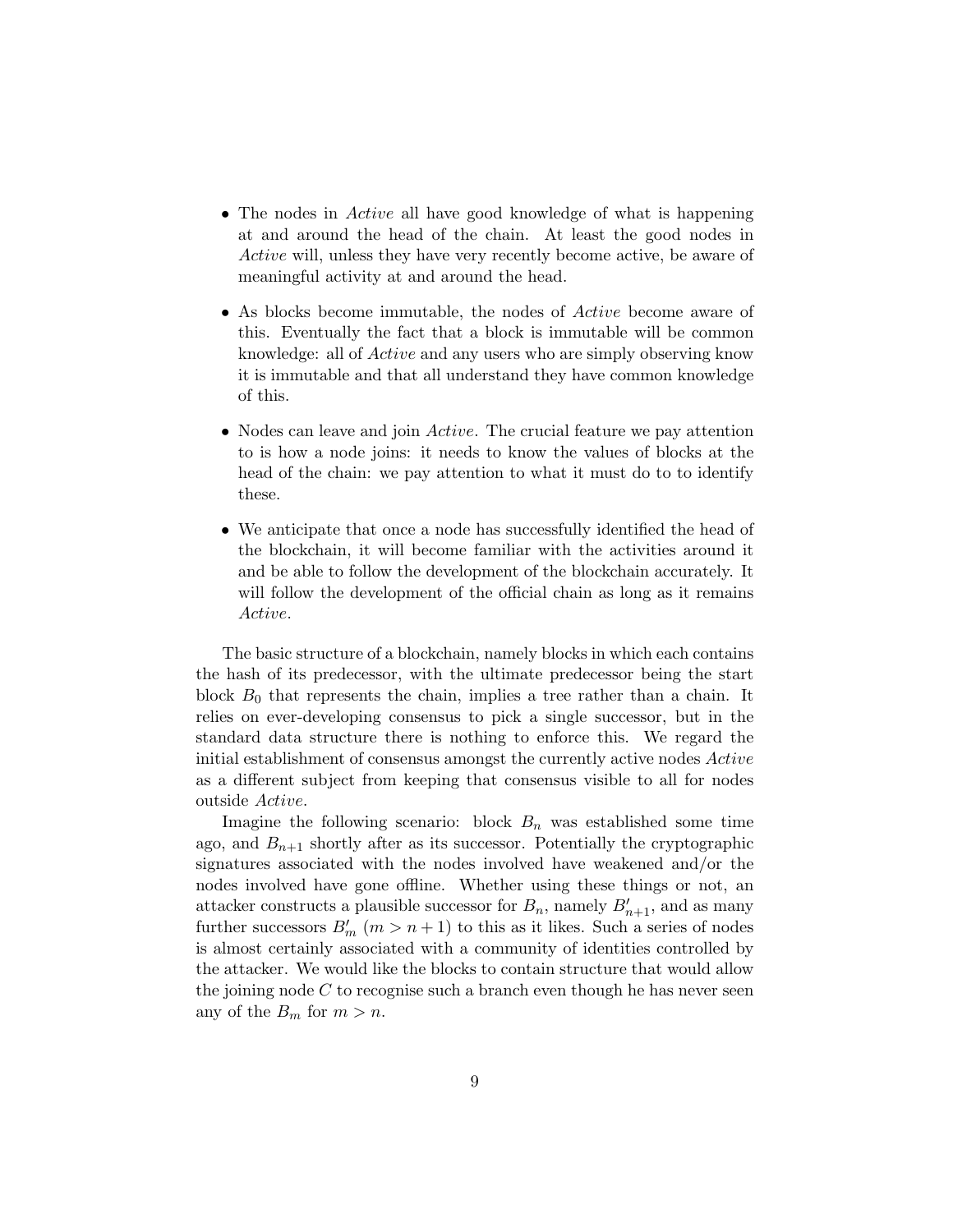- The nodes in *Active* all have good knowledge of what is happening at and around the head of the chain. At least the good nodes in *Active* will, unless they have very recently become active, be aware of meaningful activity at and around the head.
- As blocks become immutable, the nodes of *Active* become aware of this. Eventually the fact that a block is immutable will be common knowledge: all of *Active* and any users who are simply observing know it is immutable and that all understand they have common knowledge of this.
- Nodes can leave and join *Active*. The crucial feature we pay attention to is how a node joins: it needs to know the values of blocks at the head of the chain: we pay attention to what it must do to to identify these.
- We anticipate that once a node has successfully identified the head of the blockchain, it will become familiar with the activities around it and be able to follow the development of the blockchain accurately. It will follow the development of the official chain as long as it remains *Active*.

The basic structure of a blockchain, namely blocks in which each contains the hash of its predecessor, with the ultimate predecessor being the start block $B_0$ that represents the chain, implies a tree rather than a chain. It relies on ever-developing consensus to pick a single successor, but in the standard data structure there is nothing to enforce this. We regard the initial establishment of consensus amongst the currently active nodes *Active* as a different subject from keeping that consensus visible to all for nodes outside *Active*.

Imagine the following scenario: block $B_n$ was established some time ago, and $B_{n+1}$ shortly after as its successor. Potentially the cryptographic signatures associated with the nodes involved have weakened and/or the nodes involved have gone offline. Whether using these things or not, an attacker constructs a plausible successor for $B_n$, namely $B'_{n+1}$, and as many further successors $B'_m$ ($m > n+1$) to this as it likes. Such a series of nodes is almost certainly associated with a community of identities controlled by the attacker. We would like the blocks to contain structure that would allow the joining node $C$ to recognise such a branch even though he has never seen any of the $B_m$ for $m > n$.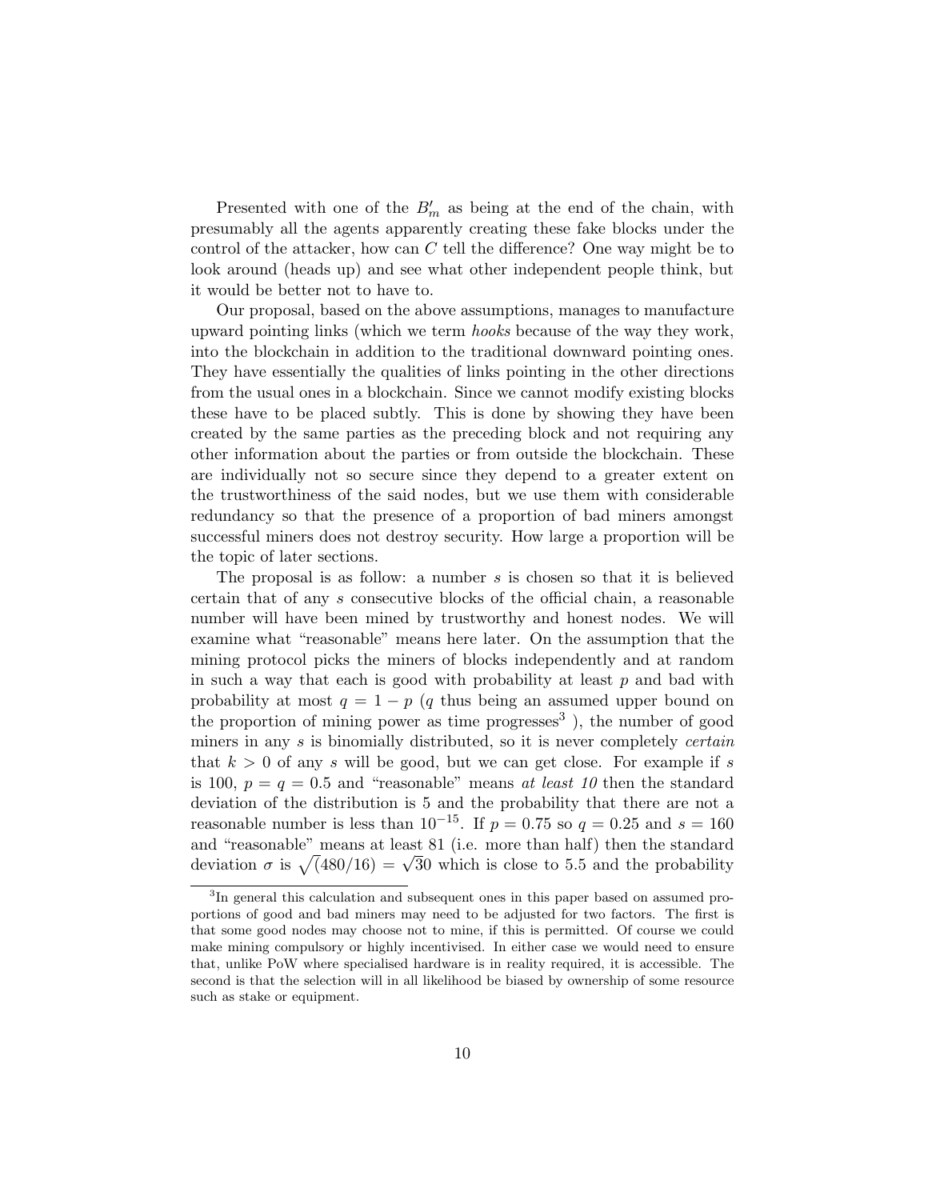Presented with one of the $B'_m$ as being at the end of the chain, with presumably all the agents apparently creating these fake blocks under the control of the attacker, how can $C$ tell the difference? One way might be to look around (heads up) and see what other independent people think, but it would be better not to have to.

Our proposal, based on the above assumptions, manages to manufacture upward pointing links (which we term *hooks* because of the way they work, into the blockchain in addition to the traditional downward pointing ones. They have essentially the qualities of links pointing in the other directions from the usual ones in a blockchain. Since we cannot modify existing blocks these have to be placed subtly. This is done by showing they have been created by the same parties as the preceding block and not requiring any other information about the parties or from outside the blockchain. These are individually not so secure since they depend to a greater extent on the trustworthiness of the said nodes, but we use them with considerable redundancy so that the presence of a proportion of bad miners amongst successful miners does not destroy security. How large a proportion will be the topic of later sections.

The proposal is as follow: a number $s$ is chosen so that it is believed certain that of any $s$ consecutive blocks of the official chain, a reasonable number will have been mined by trustworthy and honest nodes. We will examine what "reasonable" means here later. On the assumption that the mining protocol picks the miners of blocks independently and at random in such a way that each is good with probability at least $p$ and bad with probability at most $q = 1 - p$ ($q$ thus being an assumed upper bound on the proportion of mining power as time progresses[3] ), the number of good miners in any $s$ is binomially distributed, so it is never completely *certain* that $k > 0$ of any $s$ will be good, but we can get close. For example if $s$ is 100, $p = q = 0.5$ and "reasonable" means *at least 10* then the standard deviation of the distribution is 5 and the probability that there are not a reasonable number is less than $10^{-15}$. If $p = 0.75$ so $q = 0.25$ and $s = 160$ and "reasonable" means at least 81 (i.e. more than half) then the standard deviation $\sigma$ is $\sqrt{(480/16)} = \sqrt{30}$ which is close to 5.5 and the probability

[3]In general this calculation and subsequent ones in this paper based on assumed proportions of good and bad miners may need to be adjusted for two factors. The first is that some good nodes may choose not to mine, if this is permitted. Of course we could make mining compulsory or highly incentivised. In either case we would need to ensure that, unlike PoW where specialised hardware is in reality required, it is accessible. The second is that the selection will in all likelihood be biased by ownership of some resource such as stake or equipment.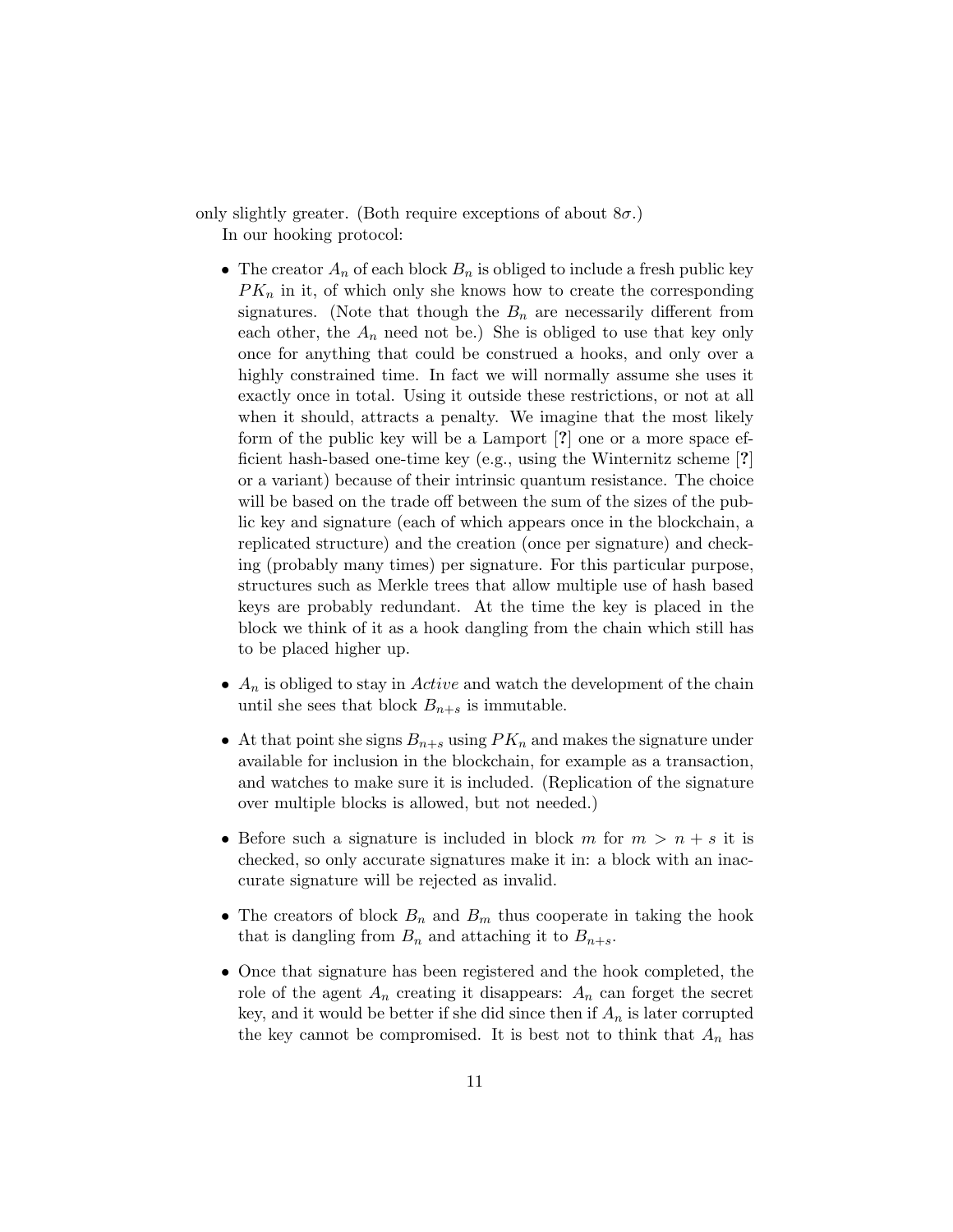only slightly greater. (Both require exceptions of about $8\sigma$.)

In our hooking protocol:

- The creator $A_n$ of each block $B_n$ is obliged to include a fresh public key $PK_n$ in it, of which only she knows how to create the corresponding signatures. (Note that though the $B_n$ are necessarily different from each other, the $A_n$ need not be.) She is obliged to use that key only once for anything that could be construed a hooks, and only over a highly constrained time. In fact we will normally assume she uses it exactly once in total. Using it outside these restrictions, or not at all when it should, attracts a penalty. We imagine that the most likely form of the public key will be a Lamport [?] one or a more space efficient hash-based one-time key (e.g., using the Winternitz scheme [?] or a variant) because of their intrinsic quantum resistance. The choice will be based on the trade off between the sum of the sizes of the public key and signature (each of which appears once in the blockchain, a replicated structure) and the creation (once per signature) and checking (probably many times) per signature. For this particular purpose, structures such as Merkle trees that allow multiple use of hash based keys are probably redundant. At the time the key is placed in the block we think of it as a hook dangling from the chain which still has to be placed higher up.

- $A_n$ is obliged to stay in *Active* and watch the development of the chain until she sees that block $B_{n+s}$ is immutable.

- At that point she signs $B_{n+s}$ using $PK_n$ and makes the signature under available for inclusion in the blockchain, for example as a transaction, and watches to make sure it is included. (Replication of the signature over multiple blocks is allowed, but not needed.)

- Before such a signature is included in block $m$ for $m > n + s$ it is checked, so only accurate signatures make it in: a block with an inaccurate signature will be rejected as invalid.

- The creators of block $B_n$ and $B_m$ thus cooperate in taking the hook that is dangling from $B_n$ and attaching it to $B_{n+s}$.

- Once that signature has been registered and the hook completed, the role of the agent $A_n$ creating it disappears: $A_n$ can forget the secret key, and it would be better if she did since then if $A_n$ is later corrupted the key cannot be compromised. It is best not to think that $A_n$ has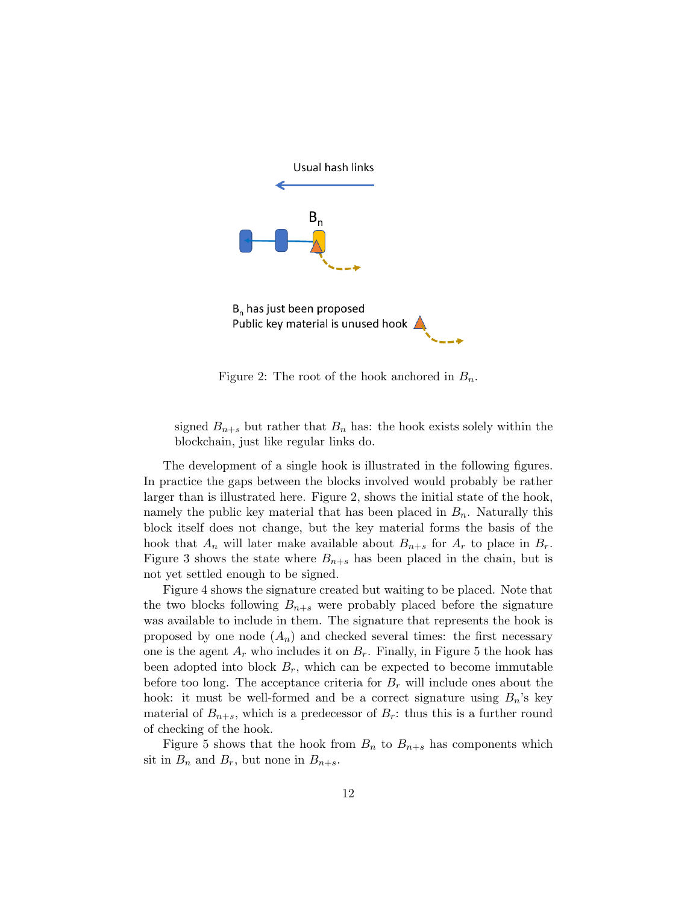Figure 2: The root of the hook anchored in $B_n$.

signed $B_{n+s}$ but rather that $B_n$ has: the hook exists solely within the blockchain, just like regular links do.

The development of a single hook is illustrated in the following figures. In practice the gaps between the blocks involved would probably be rather larger than is illustrated here. Figure 2, shows the initial state of the hook, namely the public key material that has been placed in $B_n$. Naturally this block itself does not change, but the key material forms the basis of the hook that $A_n$ will later make available about $B_{n+s}$ for $A_r$ to place in $B_r$. Figure 3 shows the state where $B_{n+s}$ has been placed in the chain, but is not yet settled enough to be signed.

Figure 4 shows the signature created but waiting to be placed. Note that the two blocks following $B_{n+s}$ were probably placed before the signature was available to include in them. The signature that represents the hook is proposed by one node ($A_n$) and checked several times: the first necessary one is the agent $A_r$ who includes it on $B_r$. Finally, in Figure 5 the hook has been adopted into block $B_r$, which can be expected to become immutable before too long. The acceptance criteria for $B_r$ will include ones about the hook: it must be well-formed and be a correct signature using $B_n$'s key material of $B_{n+s}$, which is a predecessor of $B_r$: thus this is a further round of checking of the hook.

Figure 5 shows that the hook from $B_n$ to $B_{n+s}$ has components which sit in $B_n$ and $B_r$, but none in $B_{n+s}$.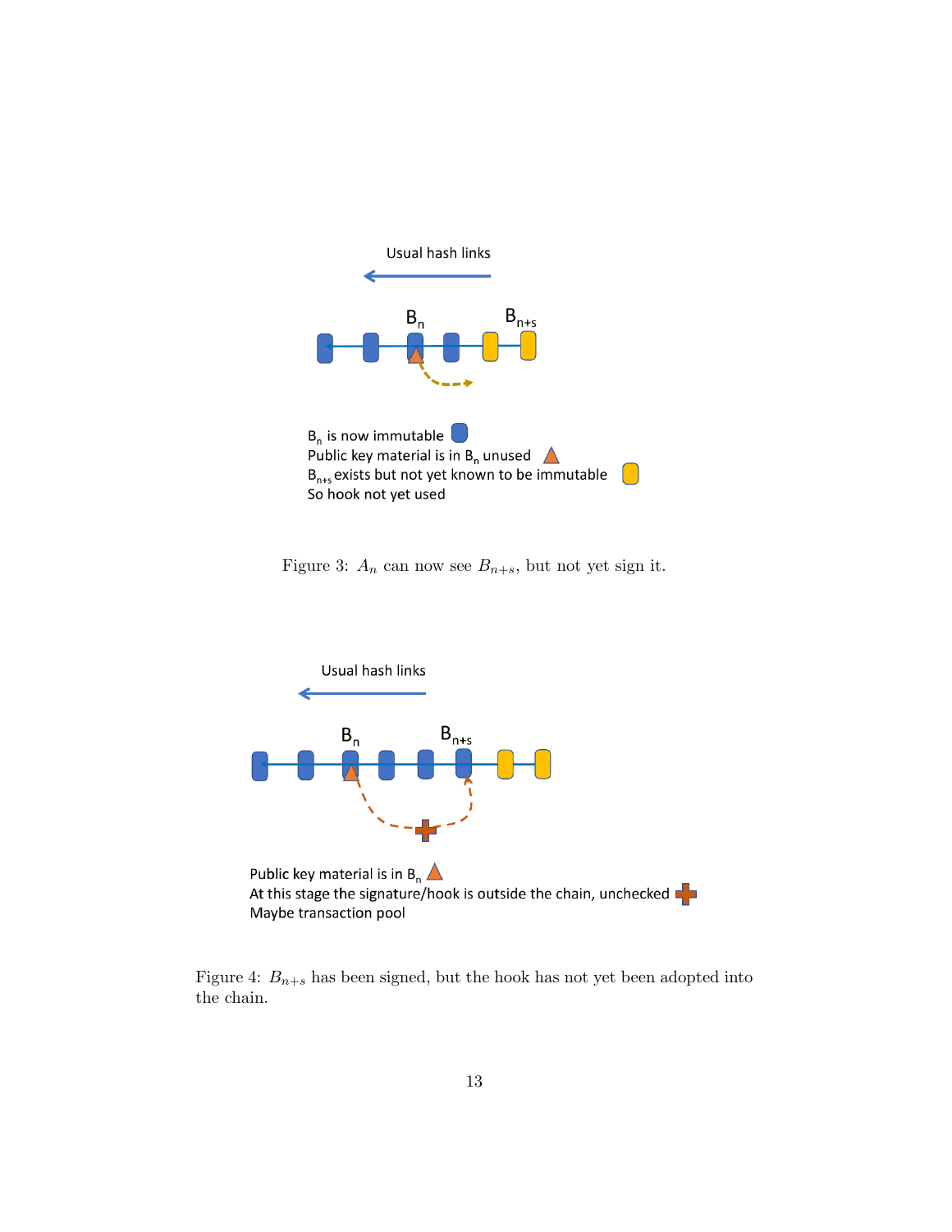Usual hash links

$B_n$ $B_{n+s}$

$B_n$ is now immutable
Public key material is in $B_n$ unused
$B_{n+s}$ exists but not yet known to be immutable
So hook not yet used

Figure 3: $A_n$ can now see $B_{n+s}$, but not yet sign it.

Usual hash links

$B_n$ $B_{n+s}$

Public key material is in $B_n$
At this stage the signature/hook is outside the chain, unchecked
Maybe transaction pool

Figure 4: $B_{n+s}$ has been signed, but the hook has not yet been adopted into the chain.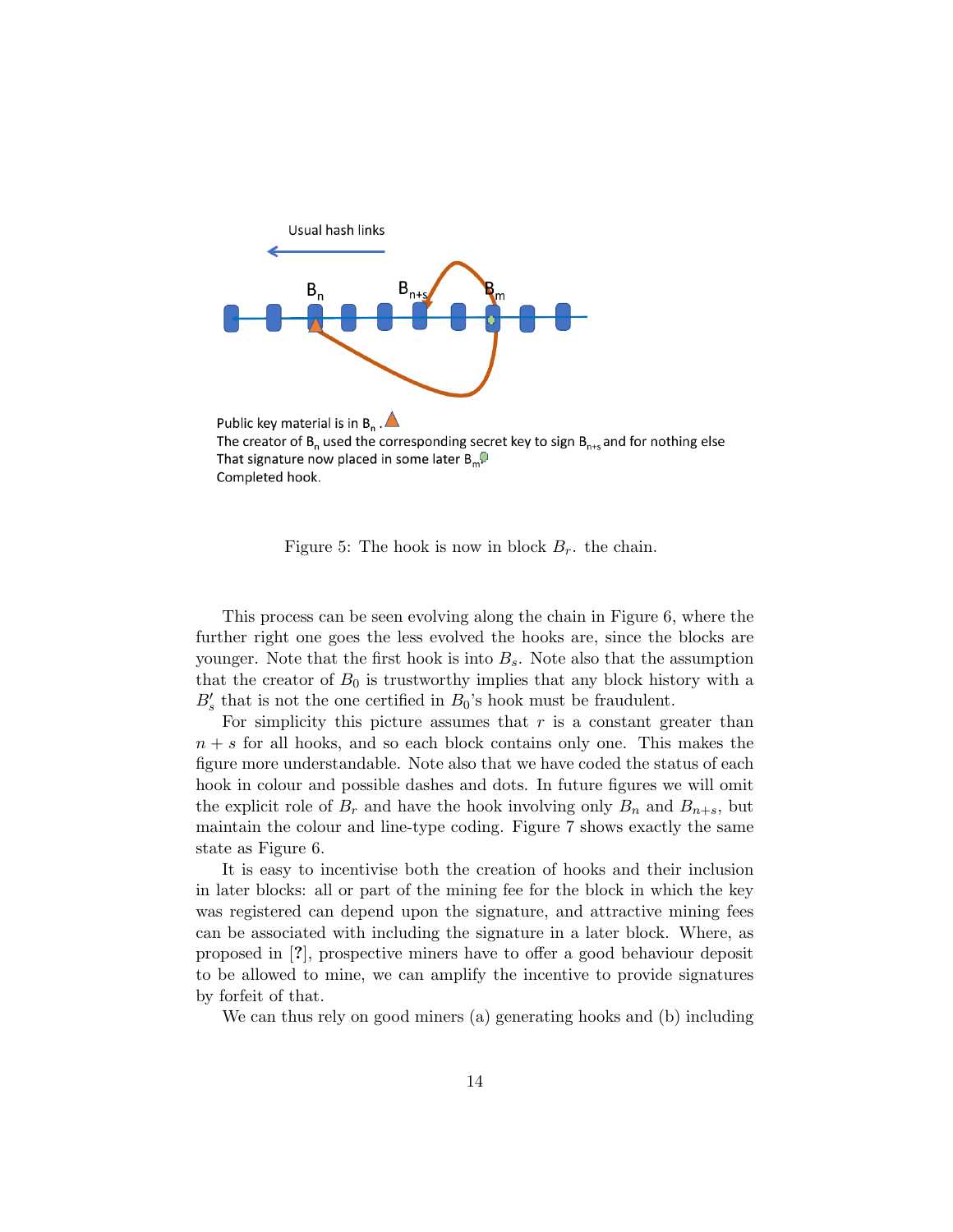Usual hash links

$B_n$ $B_{n+s}$ $B_m$

Public key material is in $B_n$.
The creator of $B_n$ used the corresponding secret key to sign $B_{n+s}$ and for nothing else
That signature now placed in some later $B_m$
Completed hook.

Figure 5: The hook is now in block $B_r$. the chain.

This process can be seen evolving along the chain in Figure 6, where the further right one goes the less evolved the hooks are, since the blocks are younger. Note that the first hook is into $B_s$. Note also that the assumption that the creator of $B_0$ is trustworthy implies that any block history with a $B'_s$ that is not the one certified in $B_0$'s hook must be fraudulent.

For simplicity this picture assumes that $r$ is a constant greater than $n + s$ for all hooks, and so each block contains only one. This makes the figure more understandable. Note also that we have coded the status of each hook in colour and possible dashes and dots. In future figures we will omit the explicit role of $B_r$ and have the hook involving only $B_n$ and $B_{n+s}$, but maintain the colour and line-type coding. Figure 7 shows exactly the same state as Figure 6.

It is easy to incentivise both the creation of hooks and their inclusion in later blocks: all or part of the mining fee for the block in which the key was registered can depend upon the signature, and attractive mining fees can be associated with including the signature in a later block. Where, as proposed in [?], prospective miners have to offer a good behaviour deposit to be allowed to mine, we can amplify the incentive to provide signatures by forfeit of that.

We can thus rely on good miners (a) generating hooks and (b) including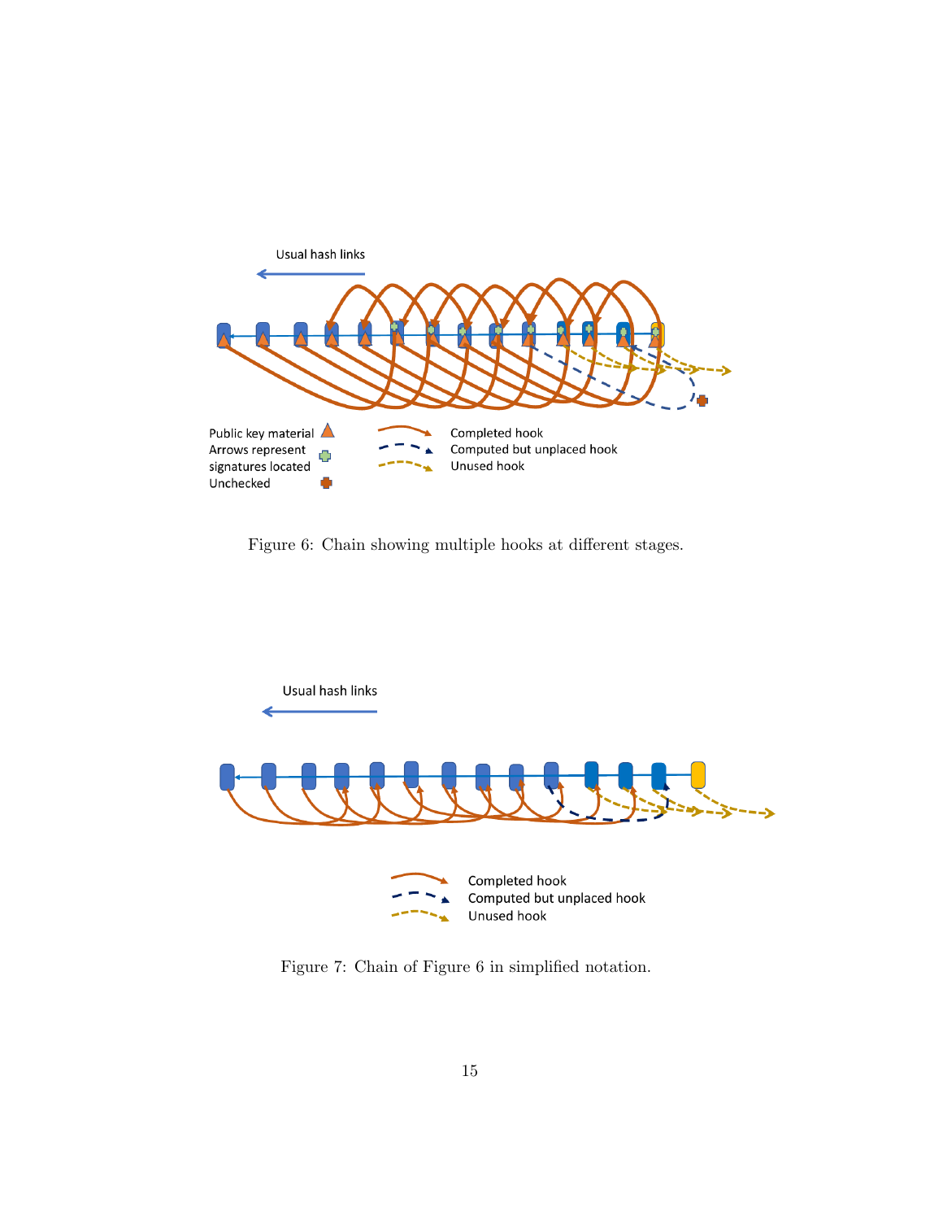Figure 6: Chain showing multiple hooks at different stages.

Figure 7: Chain of Figure 6 in simplified notation.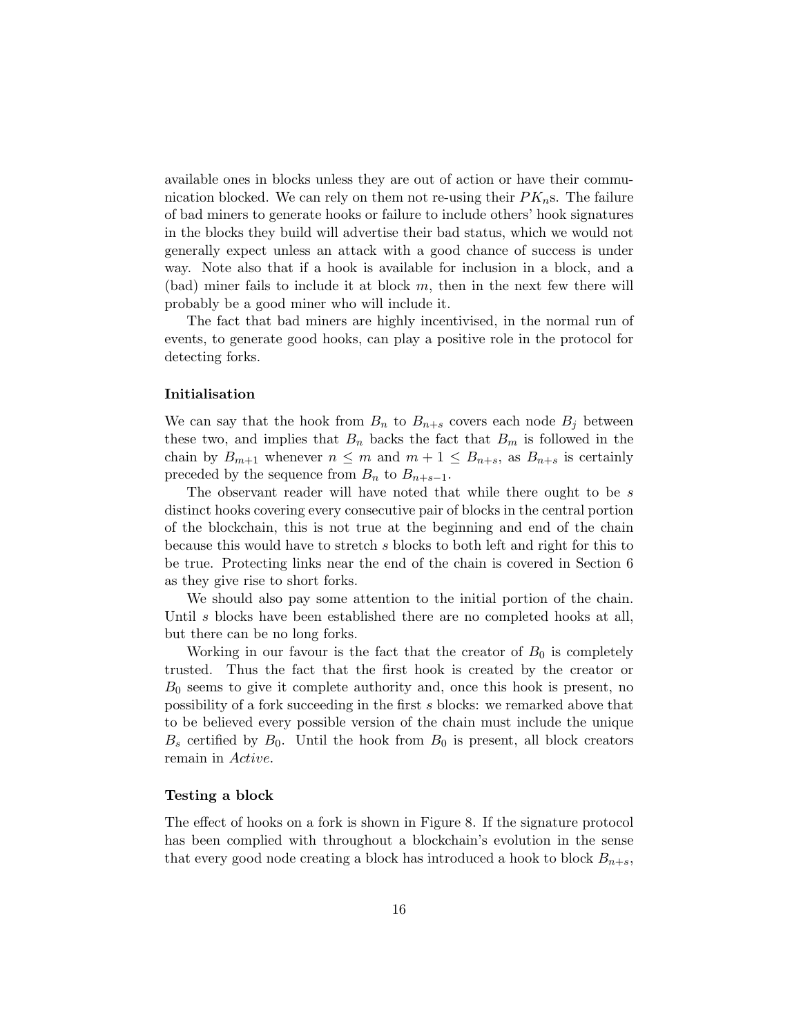available ones in blocks unless they are out of action or have their communication blocked. We can rely on them not re-using their $PK_n$s. The failure of bad miners to generate hooks or failure to include others' hook signatures in the blocks they build will advertise their bad status, which we would not generally expect unless an attack with a good chance of success is under way. Note also that if a hook is available for inclusion in a block, and a (bad) miner fails to include it at block $m$, then in the next few there will probably be a good miner who will include it.

The fact that bad miners are highly incentivised, in the normal run of events, to generate good hooks, can play a positive role in the protocol for detecting forks.

**Initialisation**

We can say that the hook from $B_n$ to $B_{n+s}$ covers each node $B_j$ between these two, and implies that $B_n$ backs the fact that $B_m$ is followed in the chain by $B_{m+1}$ whenever $n \leq m$ and $m + 1 \leq B_{n+s}$, as $B_{n+s}$ is certainly preceded by the sequence from $B_n$ to $B_{n+s-1}$.

The observant reader will have noted that while there ought to be $s$ distinct hooks covering every consecutive pair of blocks in the central portion of the blockchain, this is not true at the beginning and end of the chain because this would have to stretch $s$ blocks to both left and right for this to be true. Protecting links near the end of the chain is covered in Section 6 as they give rise to short forks.

We should also pay some attention to the initial portion of the chain. Until $s$ blocks have been established there are no completed hooks at all, but there can be no long forks.

Working in our favour is the fact that the creator of $B_0$ is completely trusted. Thus the fact that the first hook is created by the creator or $B_0$ seems to give it complete authority and, once this hook is present, no possibility of a fork succeeding in the first $s$ blocks: we remarked above that to be believed every possible version of the chain must include the unique $B_s$ certified by $B_0$. Until the hook from $B_0$ is present, all block creators remain in *Active*.

**Testing a block**

The effect of hooks on a fork is shown in Figure 8. If the signature protocol has been complied with throughout a blockchain's evolution in the sense that every good node creating a block has introduced a hook to block $B_{n+s}$,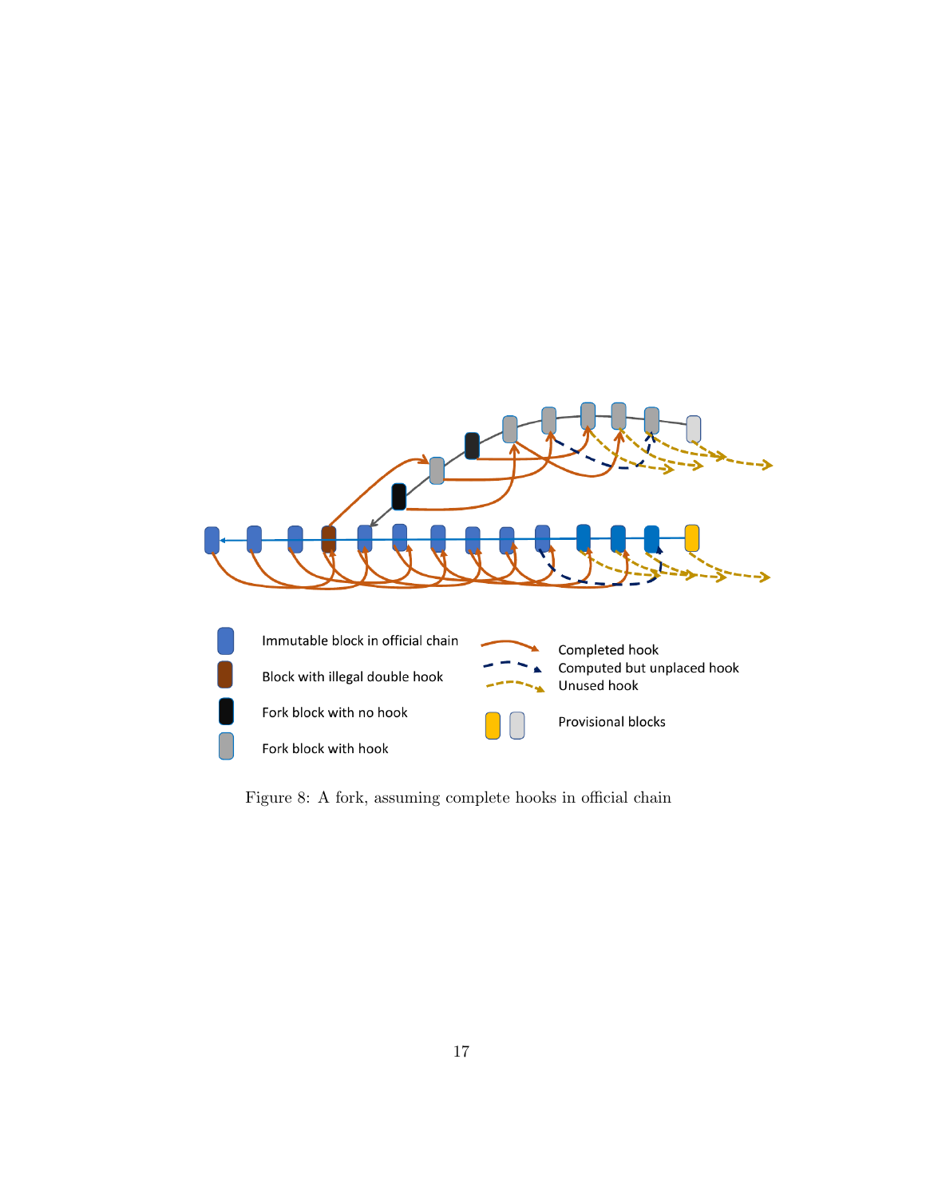Immutable block in official chain

Block with illegal double hook

Fork block with no hook

Fork block with hook

Completed hook

Computed but unplaced hook

Unused hook

Provisional blocks

Figure 8: A fork, assuming complete hooks in official chain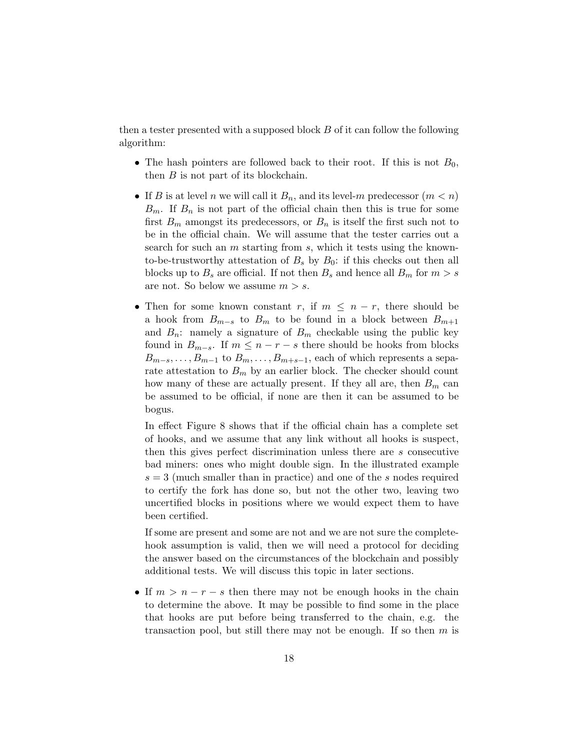then a tester presented with a supposed block $B$ of it can follow the following algorithm:

- The hash pointers are followed back to their root. If this is not $B_0$, then $B$ is not part of its blockchain.
- If $B$ is at level $n$ we will call it $B_n$, and its level-$m$ predecessor ($m < n$) $B_m$. If $B_n$ is not part of the official chain then this is true for some first $B_m$ amongst its predecessors, or $B_n$ is itself the first such not to be in the official chain. We will assume that the tester carries out a search for such an $m$ starting from $s$, which it tests using the known-to-be-trustworthy attestation of $B_s$ by $B_0$: if this checks out then all blocks up to $B_s$ are official. If not then $B_s$ and hence all $B_m$ for $m > s$ are not. So below we assume $m > s$.
- Then for some known constant $r$, if $m \leq n - r$, there should be a hook from $B_{m-s}$ to $B_m$ to be found in a block between $B_{m+1}$ and $B_n$: namely a signature of $B_m$ checkable using the public key found in $B_{m-s}$. If $m \leq n - r - s$ there should be hooks from blocks $B_{m-s}, \ldots, B_{m-1}$ to $B_m, \ldots, B_{m+s-1}$, each of which represents a separate attestation to $B_m$ by an earlier block. The checker should count how many of these are actually present. If they all are, then $B_m$ can be assumed to be official, if none are then it can be assumed to be bogus.

  In effect Figure 8 shows that if the official chain has a complete set of hooks, and we assume that any link without all hooks is suspect, then this gives perfect discrimination unless there are $s$ consecutive bad miners: ones who might double sign. In the illustrated example $s = 3$ (much smaller than in practice) and one of the $s$ nodes required to certify the fork has done so, but not the other two, leaving two uncertified blocks in positions where we would expect them to have been certified.

  If some are present and some are not and we are not sure the complete-hook assumption is valid, then we will need a protocol for deciding the answer based on the circumstances of the blockchain and possibly additional tests. We will discuss this topic in later sections.
- If $m > n - r - s$ then there may not be enough hooks in the chain to determine the above. It may be possible to find some in the place that hooks are put before being transferred to the chain, e.g. the transaction pool, but still there may not be enough. If so then $m$ is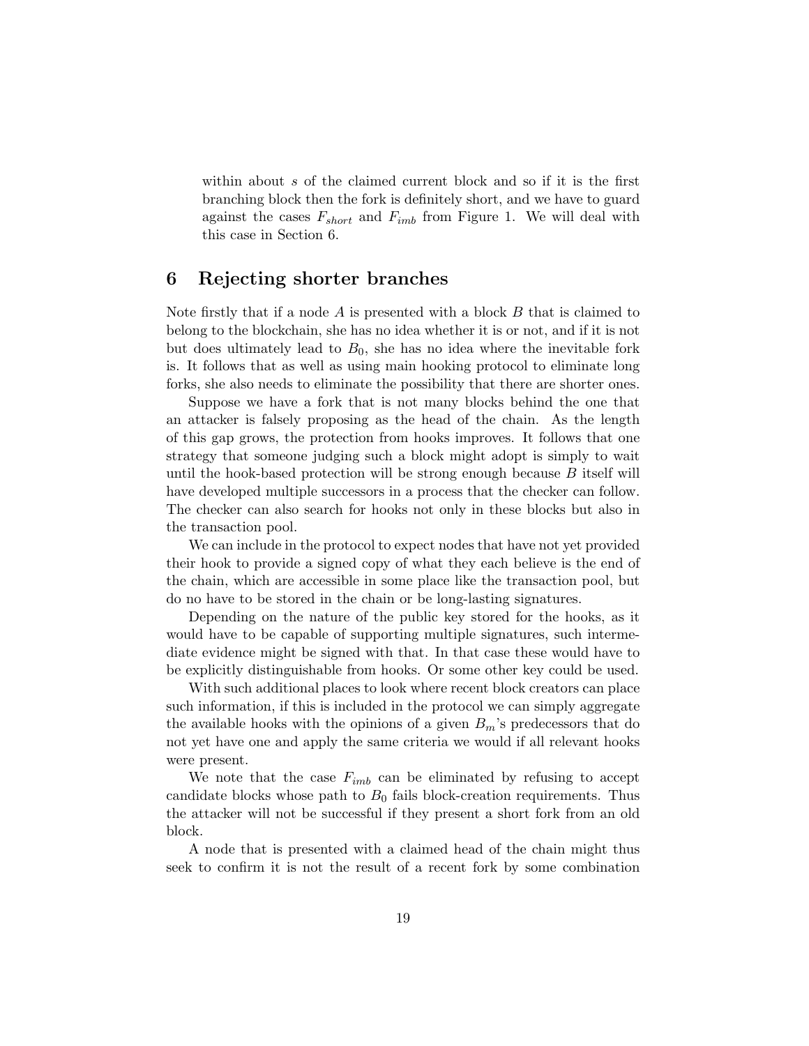within about $s$ of the claimed current block and so if it is the first branching block then the fork is definitely short, and we have to guard against the cases $F_{short}$ and $F_{imb}$ from Figure 1. We will deal with this case in Section 6.

## 6 Rejecting shorter branches

Note firstly that if a node $A$ is presented with a block $B$ that is claimed to belong to the blockchain, she has no idea whether it is or not, and if it is not but does ultimately lead to $B_0$, she has no idea where the inevitable fork is. It follows that as well as using main hooking protocol to eliminate long forks, she also needs to eliminate the possibility that there are shorter ones.

Suppose we have a fork that is not many blocks behind the one that an attacker is falsely proposing as the head of the chain. As the length of this gap grows, the protection from hooks improves. It follows that one strategy that someone judging such a block might adopt is simply to wait until the hook-based protection will be strong enough because $B$ itself will have developed multiple successors in a process that the checker can follow. The checker can also search for hooks not only in these blocks but also in the transaction pool.

We can include in the protocol to expect nodes that have not yet provided their hook to provide a signed copy of what they each believe is the end of the chain, which are accessible in some place like the transaction pool, but do no have to be stored in the chain or be long-lasting signatures.

Depending on the nature of the public key stored for the hooks, as it would have to be capable of supporting multiple signatures, such intermediate evidence might be signed with that. In that case these would have to be explicitly distinguishable from hooks. Or some other key could be used.

With such additional places to look where recent block creators can place such information, if this is included in the protocol we can simply aggregate the available hooks with the opinions of a given $B_m$'s predecessors that do not yet have one and apply the same criteria we would if all relevant hooks were present.

We note that the case $F_{imb}$ can be eliminated by refusing to accept candidate blocks whose path to $B_0$ fails block-creation requirements. Thus the attacker will not be successful if they present a short fork from an old block.

A node that is presented with a claimed head of the chain might thus seek to confirm it is not the result of a recent fork by some combination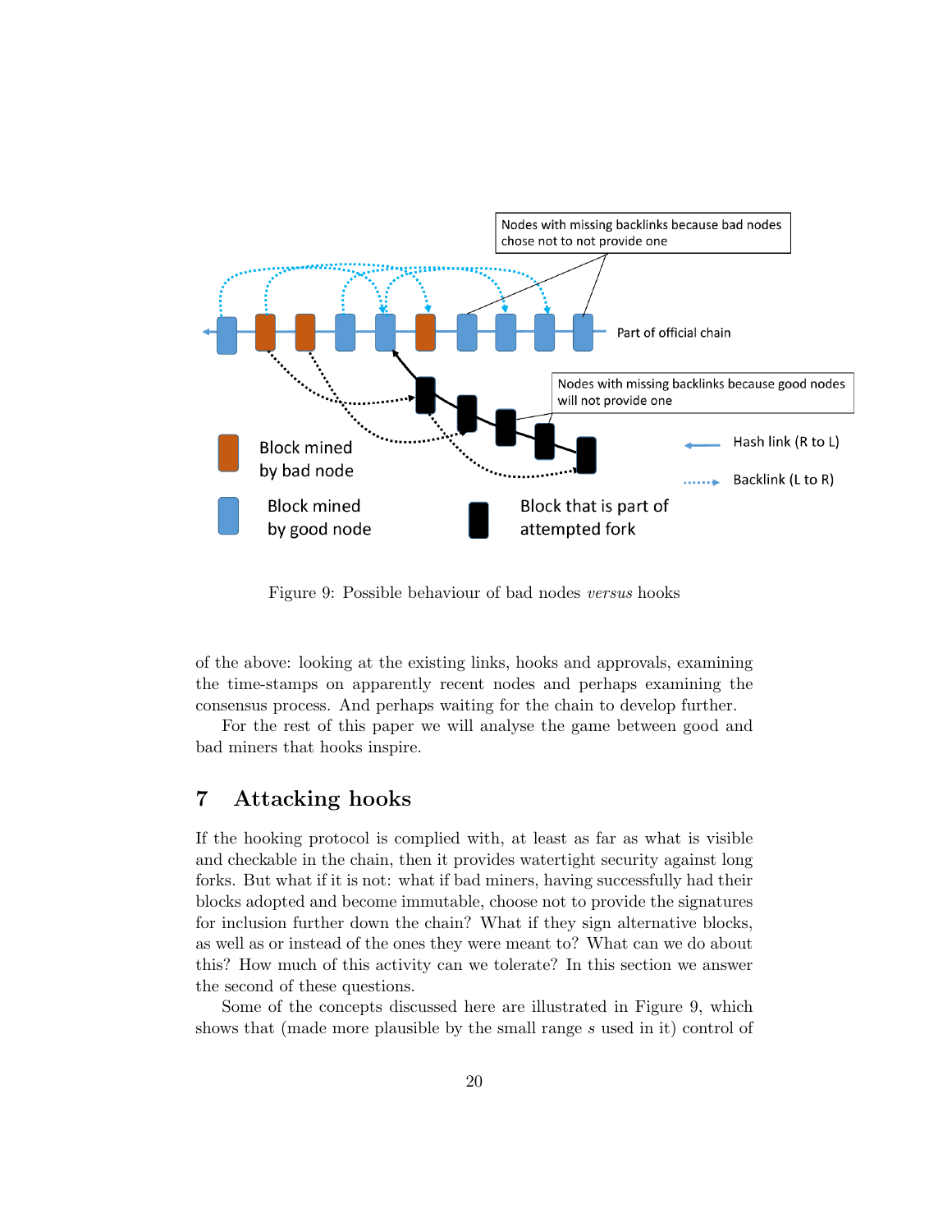Figure 9: Possible behaviour of bad nodes *versus* hooks

of the above: looking at the existing links, hooks and approvals, examining the time-stamps on apparently recent nodes and perhaps examining the consensus process. And perhaps waiting for the chain to develop further.

For the rest of this paper we will analyse the game between good and bad miners that hooks inspire.

## 7 Attacking hooks

If the hooking protocol is complied with, at least as far as what is visible and checkable in the chain, then it provides watertight security against long forks. But what if it is not: what if bad miners, having successfully had their blocks adopted and become immutable, choose not to provide the signatures for inclusion further down the chain? What if they sign alternative blocks, as well as or instead of the ones they were meant to? What can we do about this? How much of this activity can we tolerate? In this section we answer the second of these questions.

Some of the concepts discussed here are illustrated in Figure 9, which shows that (made more plausible by the small range $s$ used in it) control of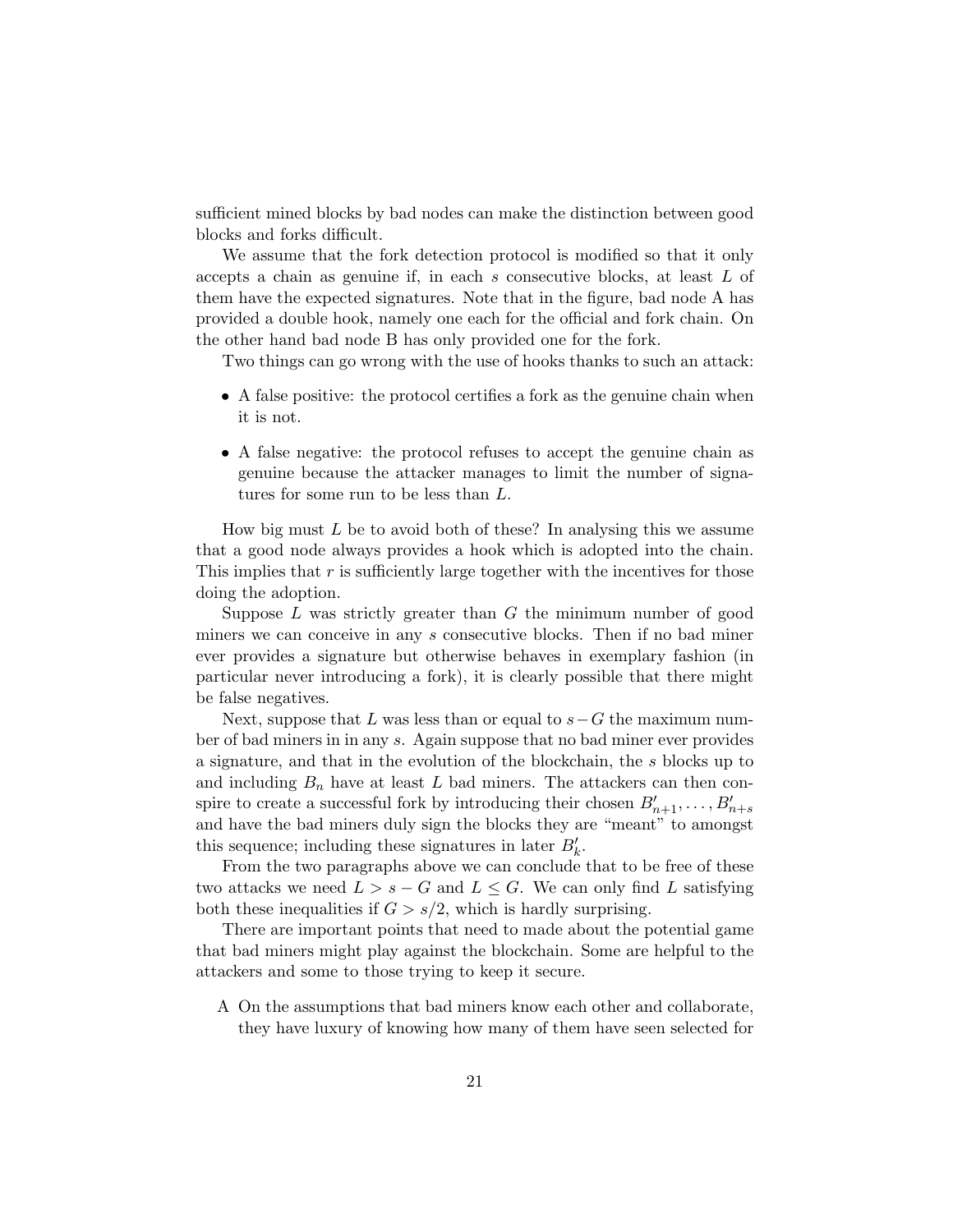sufficient mined blocks by bad nodes can make the distinction between good blocks and forks difficult.

We assume that the fork detection protocol is modified so that it only accepts a chain as genuine if, in each $s$ consecutive blocks, at least $L$ of them have the expected signatures. Note that in the figure, bad node A has provided a double hook, namely one each for the official and fork chain. On the other hand bad node B has only provided one for the fork.

Two things can go wrong with the use of hooks thanks to such an attack:

- A false positive: the protocol certifies a fork as the genuine chain when it is not.
- A false negative: the protocol refuses to accept the genuine chain as genuine because the attacker manages to limit the number of signatures for some run to be less than $L$.

How big must $L$ be to avoid both of these? In analysing this we assume that a good node always provides a hook which is adopted into the chain. This implies that $r$ is sufficiently large together with the incentives for those doing the adoption.

Suppose $L$ was strictly greater than $G$ the minimum number of good miners we can conceive in any $s$ consecutive blocks. Then if no bad miner ever provides a signature but otherwise behaves in exemplary fashion (in particular never introducing a fork), it is clearly possible that there might be false negatives.

Next, suppose that $L$ was less than or equal to $s-G$ the maximum number of bad miners in in any $s$. Again suppose that no bad miner ever provides a signature, and that in the evolution of the blockchain, the $s$ blocks up to and including $B_n$ have at least $L$ bad miners. The attackers can then conspire to create a successful fork by introducing their chosen $B'_{n+1}, \ldots, B'_{n+s}$ and have the bad miners duly sign the blocks they are "meant" to amongst this sequence; including these signatures in later $B'_k$.

From the two paragraphs above we can conclude that to be free of these two attacks we need $L > s - G$ and $L \leq G$. We can only find $L$ satisfying both these inequalities if $G > s/2$, which is hardly surprising.

There are important points that need to made about the potential game that bad miners might play against the blockchain. Some are helpful to the attackers and some to those trying to keep it secure.

A On the assumptions that bad miners know each other and collaborate, they have luxury of knowing how many of them have seen selected for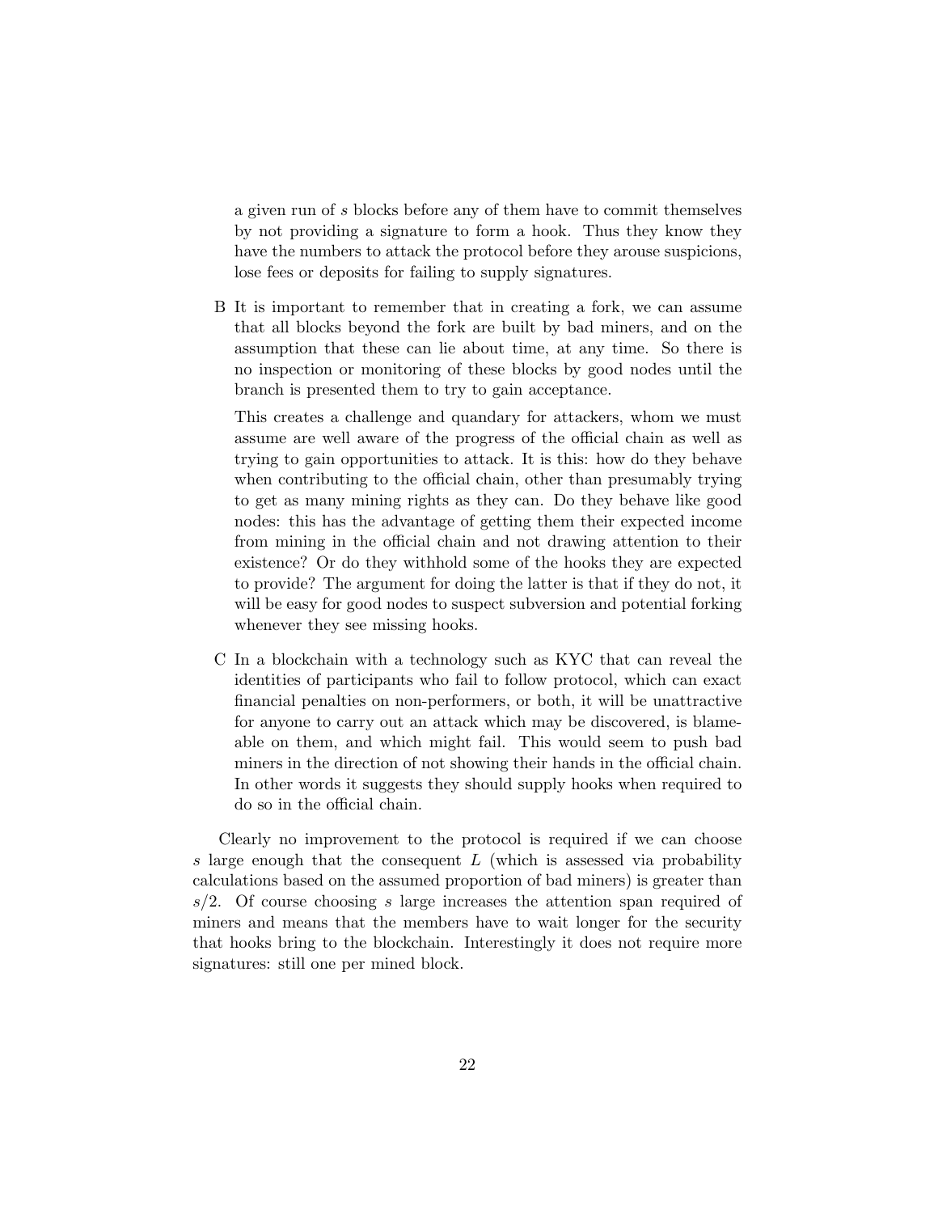a given run of $s$ blocks before any of them have to commit themselves by not providing a signature to form a hook. Thus they know they have the numbers to attack the protocol before they arouse suspicions, lose fees or deposits for failing to supply signatures.

B It is important to remember that in creating a fork, we can assume that all blocks beyond the fork are built by bad miners, and on the assumption that these can lie about time, at any time. So there is no inspection or monitoring of these blocks by good nodes until the branch is presented them to try to gain acceptance.

This creates a challenge and quandary for attackers, whom we must assume are well aware of the progress of the official chain as well as trying to gain opportunities to attack. It is this: how do they behave when contributing to the official chain, other than presumably trying to get as many mining rights as they can. Do they behave like good nodes: this has the advantage of getting them their expected income from mining in the official chain and not drawing attention to their existence? Or do they withhold some of the hooks they are expected to provide? The argument for doing the latter is that if they do not, it will be easy for good nodes to suspect subversion and potential forking whenever they see missing hooks.

C In a blockchain with a technology such as KYC that can reveal the identities of participants who fail to follow protocol, which can exact financial penalties on non-performers, or both, it will be unattractive for anyone to carry out an attack which may be discovered, is blameable on them, and which might fail. This would seem to push bad miners in the direction of not showing their hands in the official chain. In other words it suggests they should supply hooks when required to do so in the official chain.

Clearly no improvement to the protocol is required if we can choose $s$ large enough that the consequent $L$ (which is assessed via probability calculations based on the assumed proportion of bad miners) is greater than $s/2$. Of course choosing $s$ large increases the attention span required of miners and means that the members have to wait longer for the security that hooks bring to the blockchain. Interestingly it does not require more signatures: still one per mined block.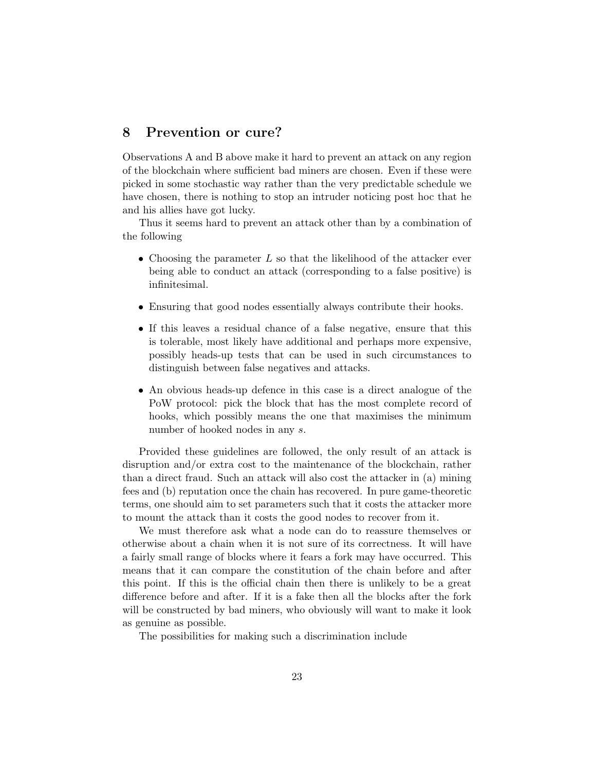## 8 Prevention or cure?

Observations A and B above make it hard to prevent an attack on any region of the blockchain where sufficient bad miners are chosen. Even if these were picked in some stochastic way rather than the very predictable schedule we have chosen, there is nothing to stop an intruder noticing post hoc that he and his allies have got lucky.

Thus it seems hard to prevent an attack other than by a combination of the following

- Choosing the parameter $L$ so that the likelihood of the attacker ever being able to conduct an attack (corresponding to a false positive) is infinitesimal.
- Ensuring that good nodes essentially always contribute their hooks.
- If this leaves a residual chance of a false negative, ensure that this is tolerable, most likely have additional and perhaps more expensive, possibly heads-up tests that can be used in such circumstances to distinguish between false negatives and attacks.
- An obvious heads-up defence in this case is a direct analogue of the PoW protocol: pick the block that has the most complete record of hooks, which possibly means the one that maximises the minimum number of hooked nodes in any $s$.

Provided these guidelines are followed, the only result of an attack is disruption and/or extra cost to the maintenance of the blockchain, rather than a direct fraud. Such an attack will also cost the attacker in (a) mining fees and (b) reputation once the chain has recovered. In pure game-theoretic terms, one should aim to set parameters such that it costs the attacker more to mount the attack than it costs the good nodes to recover from it.

We must therefore ask what a node can do to reassure themselves or otherwise about a chain when it is not sure of its correctness. It will have a fairly small range of blocks where it fears a fork may have occurred. This means that it can compare the constitution of the chain before and after this point. If this is the official chain then there is unlikely to be a great difference before and after. If it is a fake then all the blocks after the fork will be constructed by bad miners, who obviously will want to make it look as genuine as possible.

The possibilities for making such a discrimination include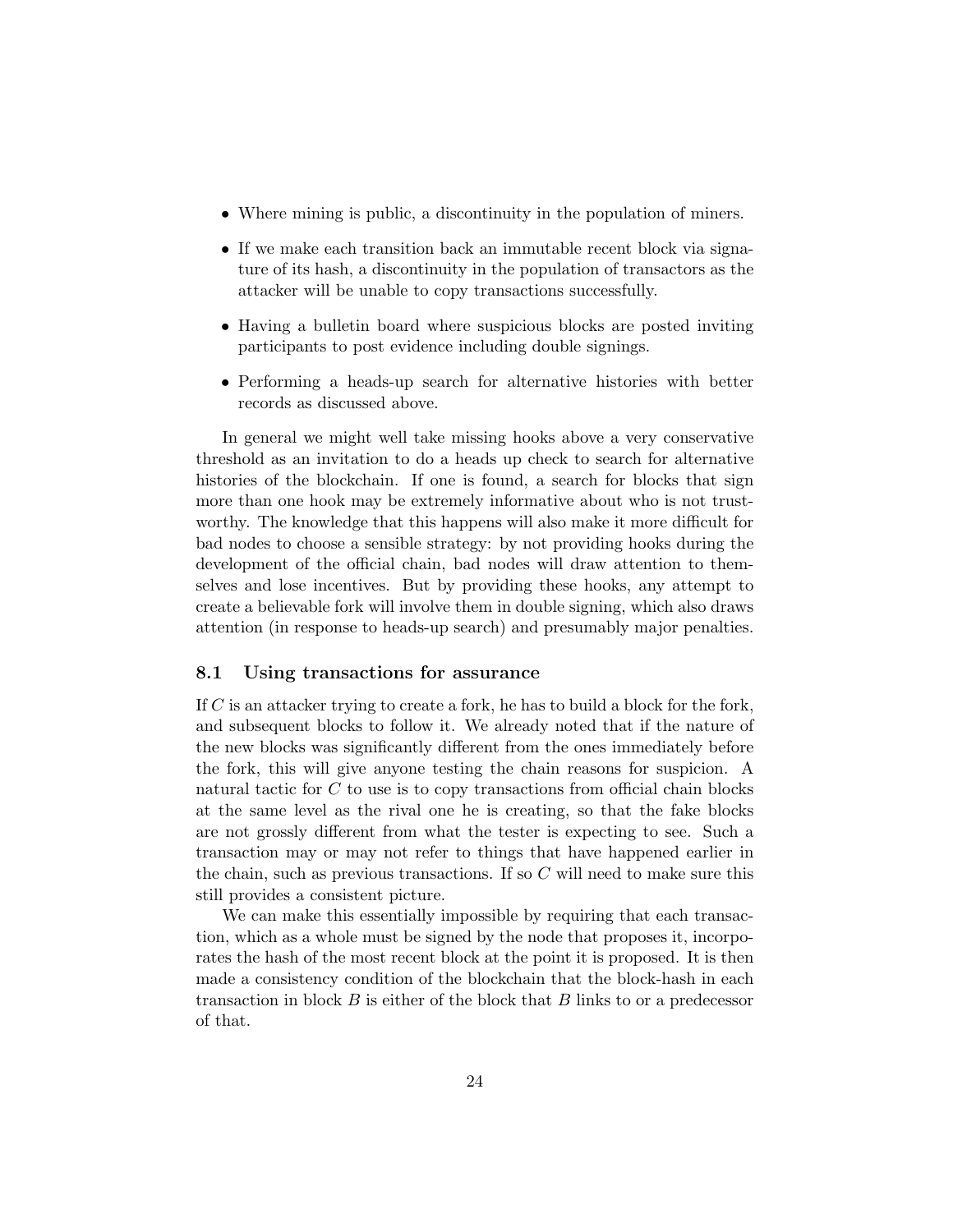- Where mining is public, a discontinuity in the population of miners.
- If we make each transition back an immutable recent block via signature of its hash, a discontinuity in the population of transactors as the attacker will be unable to copy transactions successfully.
- Having a bulletin board where suspicious blocks are posted inviting participants to post evidence including double signings.
- Performing a heads-up search for alternative histories with better records as discussed above.

In general we might well take missing hooks above a very conservative threshold as an invitation to do a heads up check to search for alternative histories of the blockchain. If one is found, a search for blocks that sign more than one hook may be extremely informative about who is not trustworthy. The knowledge that this happens will also make it more difficult for bad nodes to choose a sensible strategy: by not providing hooks during the development of the official chain, bad nodes will draw attention to themselves and lose incentives. But by providing these hooks, any attempt to create a believable fork will involve them in double signing, which also draws attention (in response to heads-up search) and presumably major penalties.

### 8.1 Using transactions for assurance

If $C$ is an attacker trying to create a fork, he has to build a block for the fork, and subsequent blocks to follow it. We already noted that if the nature of the new blocks was significantly different from the ones immediately before the fork, this will give anyone testing the chain reasons for suspicion. A natural tactic for $C$ to use is to copy transactions from official chain blocks at the same level as the rival one he is creating, so that the fake blocks are not grossly different from what the tester is expecting to see. Such a transaction may or may not refer to things that have happened earlier in the chain, such as previous transactions. If so $C$ will need to make sure this still provides a consistent picture.

We can make this essentially impossible by requiring that each transaction, which as a whole must be signed by the node that proposes it, incorporates the hash of the most recent block at the point it is proposed. It is then made a consistency condition of the blockchain that the block-hash in each transaction in block $B$ is either of the block that $B$ links to or a predecessor of that.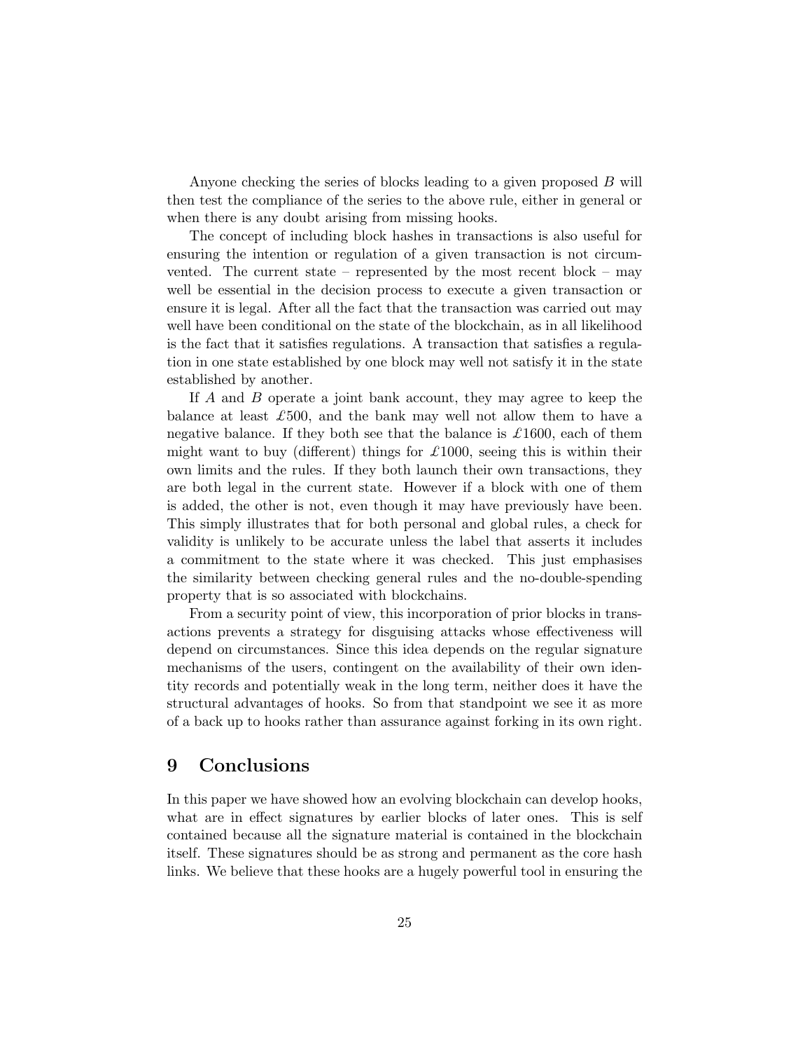Anyone checking the series of blocks leading to a given proposed $B$ will then test the compliance of the series to the above rule, either in general or when there is any doubt arising from missing hooks.

The concept of including block hashes in transactions is also useful for ensuring the intention or regulation of a given transaction is not circumvented. The current state – represented by the most recent block – may well be essential in the decision process to execute a given transaction or ensure it is legal. After all the fact that the transaction was carried out may well have been conditional on the state of the blockchain, as in all likelihood is the fact that it satisfies regulations. A transaction that satisfies a regulation in one state established by one block may well not satisfy it in the state established by another.

If $A$ and $B$ operate a joint bank account, they may agree to keep the balance at least £500, and the bank may well not allow them to have a negative balance. If they both see that the balance is £1600, each of them might want to buy (different) things for £1000, seeing this is within their own limits and the rules. If they both launch their own transactions, they are both legal in the current state. However if a block with one of them is added, the other is not, even though it may have previously have been. This simply illustrates that for both personal and global rules, a check for validity is unlikely to be accurate unless the label that asserts it includes a commitment to the state where it was checked. This just emphasises the similarity between checking general rules and the no-double-spending property that is so associated with blockchains.

From a security point of view, this incorporation of prior blocks in transactions prevents a strategy for disguising attacks whose effectiveness will depend on circumstances. Since this idea depends on the regular signature mechanisms of the users, contingent on the availability of their own identity records and potentially weak in the long term, neither does it have the structural advantages of hooks. So from that standpoint we see it as more of a back up to hooks rather than assurance against forking in its own right.

## 9 Conclusions

In this paper we have showed how an evolving blockchain can develop hooks, what are in effect signatures by earlier blocks of later ones. This is self contained because all the signature material is contained in the blockchain itself. These signatures should be as strong and permanent as the core hash links. We believe that these hooks are a hugely powerful tool in ensuring the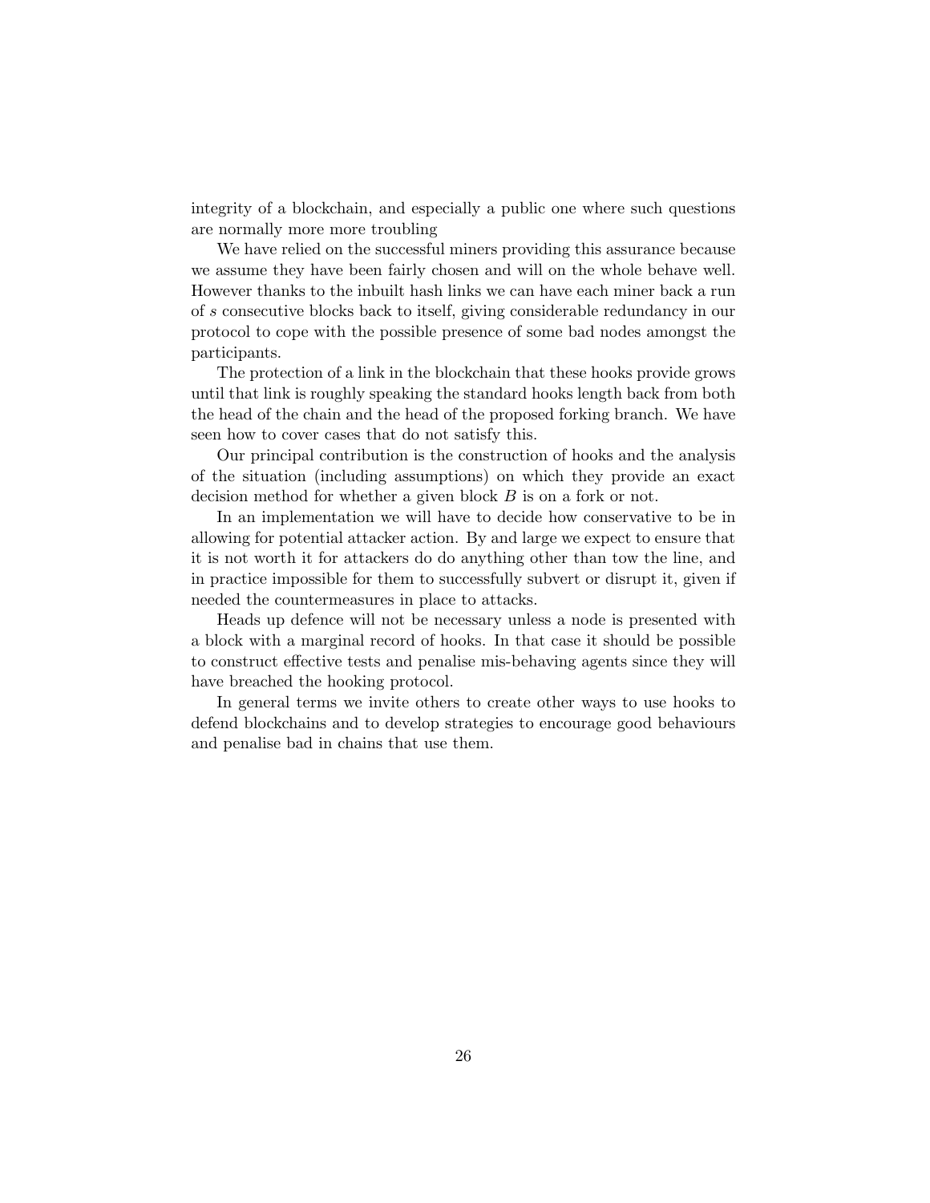integrity of a blockchain, and especially a public one where such questions are normally more more troubling

We have relied on the successful miners providing this assurance because we assume they have been fairly chosen and will on the whole behave well. However thanks to the inbuilt hash links we can have each miner back a run of $s$ consecutive blocks back to itself, giving considerable redundancy in our protocol to cope with the possible presence of some bad nodes amongst the participants.

The protection of a link in the blockchain that these hooks provide grows until that link is roughly speaking the standard hooks length back from both the head of the chain and the head of the proposed forking branch. We have seen how to cover cases that do not satisfy this.

Our principal contribution is the construction of hooks and the analysis of the situation (including assumptions) on which they provide an exact decision method for whether a given block $B$ is on a fork or not.

In an implementation we will have to decide how conservative to be in allowing for potential attacker action. By and large we expect to ensure that it is not worth it for attackers do do anything other than tow the line, and in practice impossible for them to successfully subvert or disrupt it, given if needed the countermeasures in place to attacks.

Heads up defence will not be necessary unless a node is presented with a block with a marginal record of hooks. In that case it should be possible to construct effective tests and penalise mis-behaving agents since they will have breached the hooking protocol.

In general terms we invite others to create other ways to use hooks to defend blockchains and to develop strategies to encourage good behaviours and penalise bad in chains that use them.